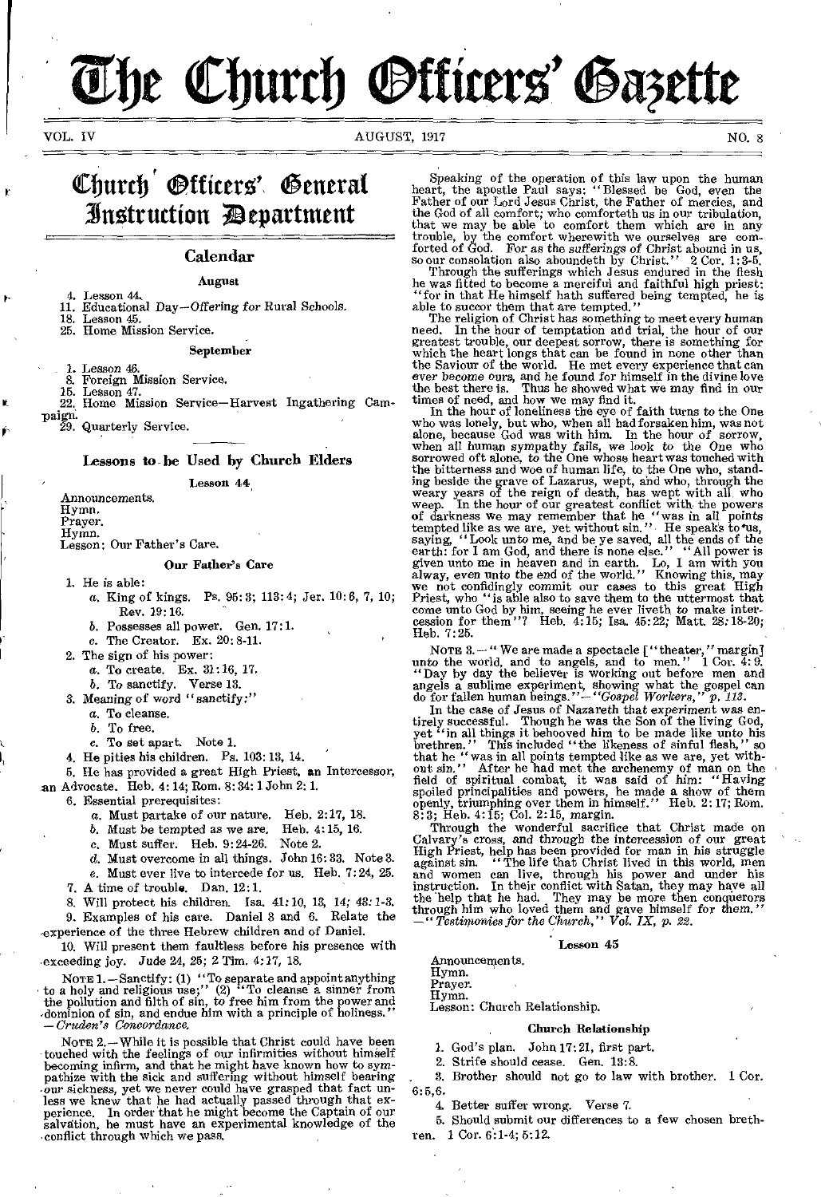# The Church Officers' Gazette

VOL. IV AUGUST, 1917 NO. 8

## Church Officers' General Instruction Department

### Calendar

**August**

4. Lesson 44.
11. Educational Day—Offering for Rural Schools.
18. Lesson 45.
25. Home Mission Service.

**September**

1. Lesson 46.
8. Foreign Mission Service.
15. Lesson 47.
22. Home Mission Service—Harvest Ingathering Campaign.
29. Quarterly Service.

### Lessons to be Used by Church Elders

**Lesson 44**

Announcements.
Hymn.
Prayer.
Hymn.
Lesson: Our Father's Care.

**Our Father's Care**

1. He is able:
   a. King of kings. Ps. 95:3; 113:4; Jer. 10:6, 7, 10; Rev. 19:16.
   b. Possesses all power. Gen. 17:1.
   c. The Creator. Ex. 20:8-11.
2. The sign of his power:
   a. To create. Ex. 31:16, 17.
   b. To sanctify. Verse 13.
3. Meaning of word "sanctify:"
   a. To cleanse.
   b. To free.
   c. To set apart. Note 1.
4. He pities his children. Ps. 103:13, 14.
5. He has provided a great High Priest, an Intercessor, an Advocate. Heb. 4:14; Rom. 8:34: 1 John 2:1.
6. Essential prerequisites:
   a. Must partake of our nature. Heb. 2:17, 18.
   b. Must be tempted as we are. Heb. 4:15, 16.
   c. Must suffer. Heb. 9:24-26. Note 2.
   d. Must overcome in all things. John 16:33. Note 3.
   e. Must ever live to intercede for us. Heb. 7:24, 25.
7. A time of trouble. Dan. 12:1.
8. Will protect his children. Isa. 41:10, 13, 14; 43:1-3.
9. Examples of his care. Daniel 3 and 6. Relate the experience of the three Hebrew children and of Daniel.
10. Will present them faultless before his presence with exceeding joy. Jude 24, 25; 2 Tim. 4:17, 18.

NOTE 1.—Sanctify: (1) "To separate and appoint anything to a holy and religious use;" (2) "To cleanse a sinner from the pollution and filth of sin, to free him from the power and dominion of sin, and endue him with a principle of holiness." —*Cruden's Concordance.*

NOTE 2.—While it is possible that Christ could have been touched with the feelings of our infirmities without himself becoming infirm, and that he might have known how to sympathize with the sick and suffering without himself bearing our sickness, yet we never could have grasped that fact unless we knew that he had actually passed through that experience. In order that he might become the Captain of our salvation, he must have an experimental knowledge of the conflict through which we pass.

Speaking of the operation of this law upon the human heart, the apostle Paul says: "Blessed be God, even the Father of our Lord Jesus Christ, the Father of mercies, and the God of all comfort; who comforteth us in our tribulation, that we may be able to comfort them which are in any trouble, by the comfort wherewith we ourselves are comforted of God. For as the sufferings of Christ abound in us, so our consolation also aboundeth by Christ." 2 Cor. 1:3-5.

Through the sufferings which Jesus endured in the flesh he was fitted to become a merciful and faithful high priest: "for in that He himself hath suffered being tempted, he is able to succor them that are tempted."

The religion of Christ has something to meet every human need. In the hour of temptation and trial, the hour of our greatest trouble, our deepest sorrow, there is something for which the heart longs that can be found in none other than the Saviour of the world. He met every experience that can ever become ours, and he found for himself in the divine love the best there is. Thus he showed what we may find in our times of need, and how we may find it.

In the hour of loneliness the eye of faith turns to the One who was lonely, but who, when all had forsaken him, was not alone, because God was with him. In the hour of sorrow, when all human sympathy fails, we look to the One who sorrowed oft alone, to the One whose heart was touched with the bitterness and woe of human life, to the One who, standing beside the grave of Lazarus, wept, and who, through the weary years of the reign of death, has wept with all who weep. In the hour of our greatest conflict with the powers of darkness we may remember that he "was in all points tempted like as we are, yet without sin." He speaks to us, saying, "Look unto me, and be ye saved, all the ends of the earth: for I am God, and there is none else." "All power is given unto me in heaven and in earth. Lo, I am with you alway, even unto the end of the world." Knowing this, may we not confidingly commit our cases to this great High Priest, who "is able also to save them to the uttermost that come unto God by him, seeing he ever liveth to make intercession for them"? Heb. 4:15; Isa. 45:22; Matt. 28:18-20; Heb. 7:25.

NOTE 3.—"We are made a spectacle ["theater," margin] unto the world, and to angels, and to men." 1 Cor. 4:9. "Day by day the believer is working out before men and angels a sublime experiment, showing what the gospel can do for fallen human beings."—*"Gospel Workers," p. 113.*

In the case of Jesus of Nazareth that experiment was entirely successful. Though he was the Son of the living God, yet "in all things it behooved him to be made like unto his brethren." This included "the likeness of sinful flesh," so that he "was in all points tempted like as we are, yet without sin." After he had met the archenemy of man on the field of spiritual combat, it was said of him: "Having spoiled principalities and powers, he made a show of them openly, triumphing over them in himself." Heb. 2:17; Rom. 8:3; Heb. 4:15; Col. 2:15, margin.

Through the wonderful sacrifice that Christ made on Calvary's cross, and through the intercession of our great High Priest, help has been provided for man in his struggle against sin. "The life that Christ lived in this world, men and women can live, through his power and under his instruction. In their conflict with Satan, they may have all the help that he had. They may be more then conquerors through him who loved them and gave himself for them." —*"Testimonies for the Church," Vol. IX, p. 22.*

**Lesson 45**

Announcements.
Hymn.
Prayer.
Hymn.
Lesson: Church Relationship.

**Church Relationship**

1. God's plan. John 17:21, first part.
2. Strife should cease. Gen. 13:8.
3. Brother should not go to law with brother. 1 Cor. 6:5,6.
4. Better suffer wrong. Verse 7.
5. Should submit our differences to a few chosen brethren. 1 Cor. 6:1-4; 5:12.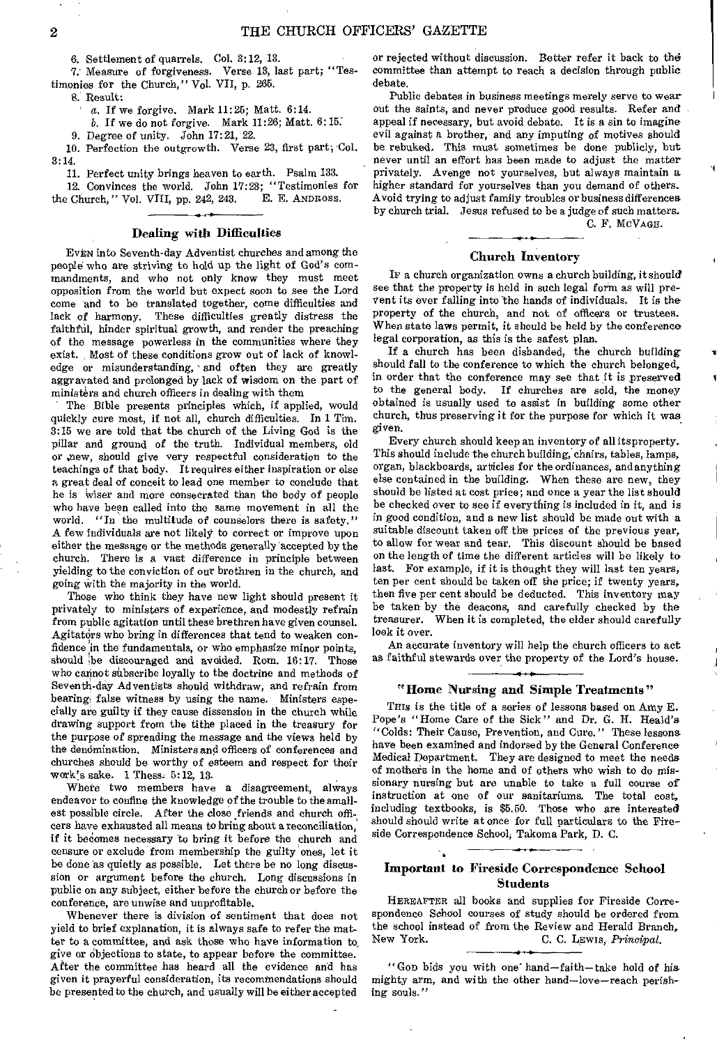6. Settlement of quarrels. Col. 3:12, 13.

7. Measure of forgiveness. Verse 13, last part; "Testimonies for the Church," Vol. VII, p. 265.

8. Result:

   *a.* If we forgive. Mark 11:25; Matt. 6:14.

   *b.* If we do not forgive. Mark 11:26; Matt. 6:15.

9. Degree of unity. John 17:21, 22.

10. Perfection the outgrowth. Verse 23, first part; Col. 3:14.

11. Perfect unity brings heaven to earth. Psalm 133.

12. Convinces the world. John 17:23; "Testimonies for the Church," Vol. VIII, pp. 242, 243. E. E. ANDROSS.

## Dealing with Difficulties

EVEN into Seventh-day Adventist churches and among the people who are striving to hold up the light of God's commandments, and who not only know they must meet opposition from the world but expect soon to see the Lord come and to be translated together, come difficulties and lack of harmony. These difficulties greatly distress the faithful, hinder spiritual growth, and render the preaching of the message powerless in the communities where they exist. Most of these conditions grow out of lack of knowledge or misunderstanding, and often they are greatly aggravated and prolonged by lack of wisdom on the part of ministers and church officers in dealing with them.

The Bible presents principles which, if applied, would quickly cure most, if not all, church difficulties. In 1 Tim. 3:15 we are told that the church of the Living God is the pillar and ground of the truth. Individual members, old or new, should give very respectful consideration to the teachings of that body. It requires either inspiration or else a great deal of conceit to lead one member to conclude that he is wiser and more consecrated than the body of people who have been called into the same movement in all the world. "In the multitude of counselors there is safety." A few individuals are not likely to correct or improve upon either the message or the methods generally accepted by the church. There is a vast difference in principle between yielding to the conviction of our brethren in the church, and going with the majority in the world.

Those who think they have new light should present it privately to ministers of experience, and modestly refrain from public agitation until these brethren have given counsel. Agitators who bring in differences that tend to weaken confidence in the fundamentals, or who emphasize minor points, should be discouraged and avoided. Rom. 16:17. Those who cannot subscribe loyally to the doctrine and methods of Seventh-day Adventists should withdraw, and refrain from bearing false witness by using the name. Ministers especially are guilty if they cause dissension in the church while drawing support from the tithe placed in the treasury for the purpose of spreading the message and the views held by the denomination. Ministers and officers of conferences and churches should be worthy of esteem and respect for their work's sake. 1 Thess. 5:12, 13.

Where two members have a disagreement, always endeavor to confine the knowledge of the trouble to the smallest possible circle. After the close friends and church officers have exhausted all means to bring about a reconciliation, if it becomes necessary to bring it before the church and censure or exclude from membership the guilty ones, let it be done as quietly as possible. Let there be no long discussion or argument before the church. Long discussions in public on any subject, either before the church or before the conference, are unwise and unprofitable.

Whenever there is division of sentiment that does not yield to brief explanation, it is always safe to refer the matter to a committee, and ask those who have information to give or objections to state, to appear before the committee. After the committee has heard all the evidence and has given it prayerful consideration, its recommendations should be presented to the church, and usually will be either accepted or rejected without discussion. Better refer it back to the committee than attempt to reach a decision through public debate.

Public debates in business meetings merely serve to wear out the saints, and never produce good results. Refer and appeal if necessary, but avoid debate. It is a sin to imagine evil against a brother, and any imputing of motives should be rebuked. This must sometimes be done publicly, but never until an effort has been made to adjust the matter privately. Avenge not yourselves, but always maintain a higher standard for yourselves than you demand of others. Avoid trying to adjust family troubles or business differences by church trial. Jesus refused to be a judge of such matters.

C. F. MCVAGH.

## Church Inventory

IF a church organization owns a church building, it should see that the property is held in such legal form as will prevent its ever falling into the hands of individuals. It is the property of the church, and not of officers or trustees. When state laws permit, it should be held by the conference legal corporation, as this is the safest plan.

If a church has been disbanded, the church building should fall to the conference to which the church belonged, in order that the conference may see that it is preserved to the general body. If churches are sold, the money obtained is usually used to assist in building some other church, thus preserving it for the purpose for which it was given.

Every church should keep an inventory of all its property. This should include the church building, chairs, tables, lamps, organ, blackboards, articles for the ordinances, and anything else contained in the building. When these are new, they should be listed at cost price; and once a year the list should be checked over to see if everything is included in it, and is in good condition, and a new list should be made out with a suitable discount taken off the prices of the previous year, to allow for wear and tear. This discount should be based on the length of time the different articles will be likely to last. For example, if it is thought they will last ten years, ten per cent should be taken off the price; if twenty years, then five per cent should be deducted. This inventory may be taken by the deacons, and carefully checked by the treasurer. When it is completed, the elder should carefully look it over.

An accurate inventory will help the church officers to act as faithful stewards over the property of the Lord's house.

## "Home Nursing and Simple Treatments"

THIS is the title of a series of lessons based on Amy E. Pope's "Home Care of the Sick" and Dr. G. H. Heald's "Colds: Their Cause, Prevention, and Cure." These lessons have been examined and indorsed by the General Conference Medical Department. They are designed to meet the needs of mothers in the home and of others who wish to do missionary nursing but are unable to take a full course of instruction at one of our sanitariums. The total cost, including textbooks, is $5.50. Those who are interested should write at once for full particulars to the Fireside Correspondence School, Takoma Park, D. C.

## Important to Fireside Correspondence School Students

HEREAFTER all books and supplies for Fireside Correspondence School courses of study should be ordered from the school instead of from the Review and Herald Branch, New York. C. C. LEWIS, *Principal.*

"GOD bids you with one hand—faith—take hold of his mighty arm, and with the other hand—love—reach perishing souls."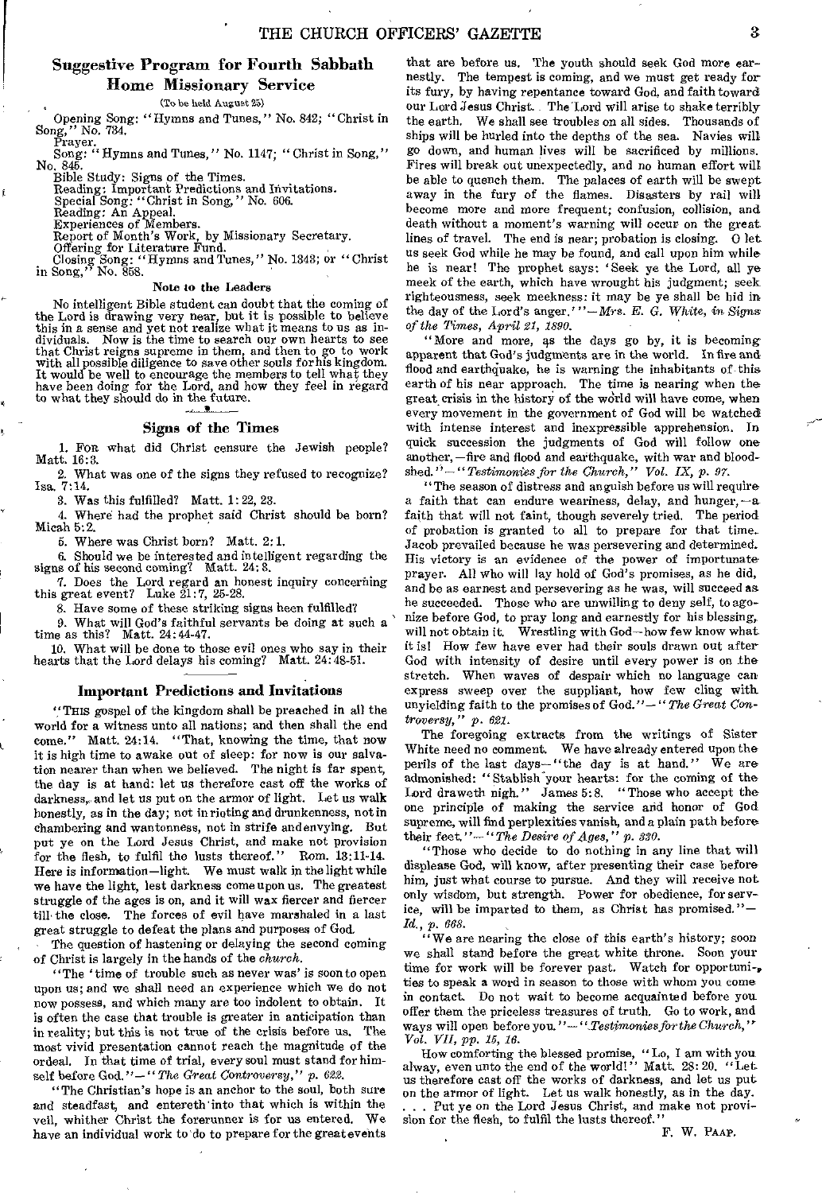## Suggestive Program for Fourth Sabbath Home Missionary Service

(To be held August 25)

Opening Song: "Hymns and Tunes," No. 842; "Christ in Song," No. 734.
Prayer.
Song: "Hymns and Tunes," No. 1147; "Christ in Song," No. 845.
Bible Study: Signs of the Times.
Reading: Important Predictions and Invitations.
Special Song: "Christ in Song," No. 606.
Reading: An Appeal.
Experiences of Members.
Report of Month's Work, by Missionary Secretary.
Offering for Literature Fund.
Closing Song: "Hymns and Tunes," No. 1343; or "Christ in Song," No. 858.

### Note to the Leaders

No intelligent Bible student can doubt that the coming of the Lord is drawing very near, but it is possible to believe this in a sense and yet not realize what it means to us as individuals. Now is the time to search our own hearts to see that Christ reigns supreme in them, and then to go to work with all possible diligence to save other souls for his kingdom. It would be well to encourage the members to tell what they have been doing for the Lord, and how they feel in regard to what they should do in the future.

## Signs of the Times

1. For what did Christ censure the Jewish people? Matt. 16:3.
2. What was one of the signs they refused to recognize? Isa. 7:14.
3. Was this fulfilled? Matt. 1:22, 23.
4. Where had the prophet said Christ should be born? Micah 5:2.
5. Where was Christ born? Matt. 2:1.
6. Should we be interested and intelligent regarding the signs of his second coming? Matt. 24:3.
7. Does the Lord regard an honest inquiry concerning this great event? Luke 21:7, 25-28.
8. Have some of these striking signs been fulfilled?
9. What will God's faithful servants be doing at such a time as this? Matt. 24:44-47.
10. What will be done to those evil ones who say in their hearts that the Lord delays his coming? Matt. 24:48-51.

## Important Predictions and Invitations

"This gospel of the kingdom shall be preached in all the world for a witness unto all nations; and then shall the end come." Matt. 24:14. "That, knowing the time, that now it is high time to awake out of sleep: for now is our salvation nearer than when we believed. The night is far spent, the day is at hand: let us therefore cast off the works of darkness, and let us put on the armor of light. Let us walk honestly, as in the day; not in rioting and drunkenness, not in chambering and wantonness, not in strife and envying. But put ye on the Lord Jesus Christ, and make not provision for the flesh, to fulfil the lusts thereof." Rom. 13:11-14. Here is information—light. We must walk in the light while we have the light, lest darkness come upon us. The greatest struggle of the ages is on, and it will wax fiercer and fiercer till the close. The forces of evil have marshaled in a last great struggle to defeat the plans and purposes of God.

The question of hastening or delaying the second coming of Christ is largely in the hands of the *church*.

"The 'time of trouble such as never was' is soon to open upon us; and we shall need an experience which we do not now possess, and which many are too indolent to obtain. It is often the case that trouble is greater in anticipation than in reality; but this is not true of the crisis before us. The most vivid presentation cannot reach the magnitude of the ordeal. In that time of trial, every soul must stand for himself before God."—"*The Great Controversy*," p. 622.

"The Christian's hope is an anchor to the soul, both sure and steadfast, and entereth into that which is within the veil, whither Christ the forerunner is for us entered. We have an individual work to do to prepare for the great events that are before us. The youth should seek God more earnestly. The tempest is coming, and we must get ready for its fury, by having repentance toward God, and faith toward our Lord Jesus Christ. The Lord will arise to shake terribly the earth. We shall see troubles on all sides. Thousands of ships will be hurled into the depths of the sea. Navies will go down, and human lives will be sacrificed by millions. Fires will break out unexpectedly, and no human effort will be able to quench them. The palaces of earth will be swept away in the fury of the flames. Disasters by rail will become more and more frequent; confusion, collision, and death without a moment's warning will occur on the great lines of travel. The end is near; probation is closing. O let us seek God while he may be found, and call upon him while he is near! The prophet says: 'Seek ye the Lord, all ye meek of the earth, which have wrought his judgment; seek righteousness, seek meekness: it may be ye shall be hid in the day of the Lord's anger.'"—*Mrs. E. G. White, in Signs of the Times, April 21, 1890.*

"More and more, as the days go by, it is becoming apparent that God's judgments are in the world. In fire and flood and earthquake, he is warning the inhabitants of this earth of his near approach. The time is nearing when the great crisis in the history of the world will have come, when every movement in the government of God will be watched with intense interest and inexpressible apprehension. In quick succession the judgments of God will follow one another,—fire and flood and earthquake, with war and bloodshed."—"*Testimonies for the Church*," *Vol. IX, p. 97.*

"The season of distress and anguish before us will require a faith that can endure weariness, delay, and hunger,—a faith that will not faint, though severely tried. The period of probation is granted to all to prepare for that time. Jacob prevailed because he was persevering and determined. His victory is an evidence of the power of importunate prayer. All who will lay hold of God's promises, as he did, and be as earnest and persevering as he was, will succeed as he succeeded. Those who are unwilling to deny self, to agonize before God, to pray long and earnestly for his blessing, will not obtain it. Wrestling with God—how few know what it is! How few have ever had their souls drawn out after God with intensity of desire until every power is on the stretch. When waves of despair which no language can express sweep over the suppliant, how few cling with unyielding faith to the promises of God."—"*The Great Controversy*," p. 621.

The foregoing extracts from the writings of Sister White need no comment. We have already entered upon the perils of the last days—"the day is at hand." We are admonished: "Stablish your hearts: for the coming of the Lord draweth nigh." James 5:8. "Those who accept the one principle of making the service and honor of God supreme, will find perplexities vanish, and a plain path before their feet."—"*The Desire of Ages*," p. 330.

"Those who decide to do nothing in any line that will displease God, will know, after presenting their case before him, just what course to pursue. And they will receive not only wisdom, but strength. Power for obedience, for service, will be imparted to them, as Christ has promised."—*Id.*, p. 668.

"We are nearing the close of this earth's history; soon we shall stand before the great white throne. Soon your time for work will be forever past. Watch for opportunities to speak a word in season to those with whom you come in contact. Do not wait to become acquainted before you offer them the priceless treasures of truth. Go to work, and ways will open before you."—"*Testimonies for the Church*," *Vol. VII, pp. 15, 16.*

How comforting the blessed promise, "Lo, I am with you alway, even unto the end of the world!" Matt. 28:20. "Let us therefore cast off the works of darkness, and let us put on the armor of light. Let us walk honestly, as in the day. . . . Put ye on the Lord Jesus Christ, and make not provision for the flesh, to fulfil the lusts thereof."

F. W. Paap.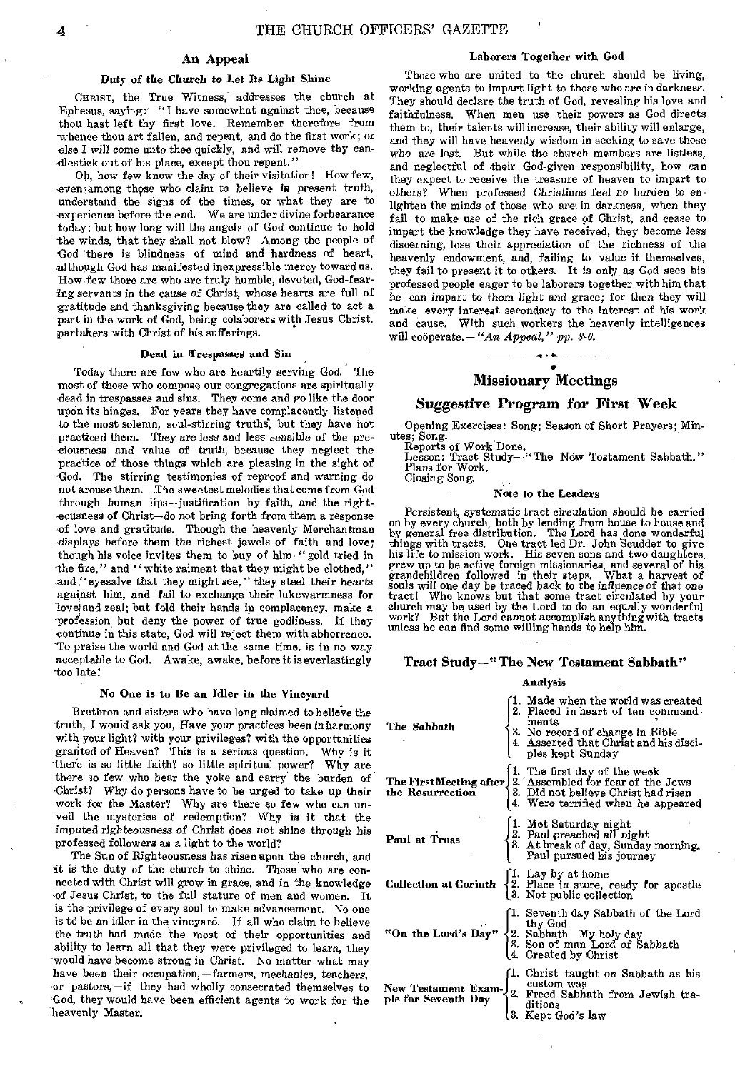## An Appeal

### Duty of the Church to Let Its Light Shine

CHRIST, the True Witness, addresses the church at Ephesus, saying: "I have somewhat against thee, because thou hast left thy first love. Remember therefore from whence thou art fallen, and repent, and do the first work; or else I will come unto thee quickly, and will remove thy candlestick out of his place, except thou repent."

Oh, how few know the day of their visitation! How few, even among those who claim to believe in present truth, understand the signs of the times, or what they are to experience before the end. We are under divine forbearance today; but how long will the angels of God continue to hold the winds, that they shall not blow? Among the people of God there is blindness of mind and hardness of heart, although God has manifested inexpressible mercy toward us. How few there are who are truly humble, devoted, God-fearing servants in the cause of Christ, whose hearts are full of gratitude and thanksgiving because they are called to act a part in the work of God, being colaborers with Jesus Christ, partakers with Christ of his sufferings.

### Dead in Trespasses and Sin

Today there are few who are heartily serving God. The most of those who compose our congregations are spiritually dead in trespasses and sins. They come and go like the door upon its hinges. For years they have complacently listened to the most solemn, soul-stirring truths, but they have not practiced them. They are less and less sensible of the preciousness and value of truth, because they neglect the practice of those things which are pleasing in the sight of God. The stirring testimonies of reproof and warning do not arouse them. The sweetest melodies that come from God through human lips—justification by faith, and the righteousness of Christ—do not bring forth from them a response of love and gratitude. Though the heavenly Merchantman displays before them the richest jewels of faith and love; though his voice invites them to buy of him "gold tried in the fire," and "white raiment that they might be clothed," and "eyesalve that they might see," they steel their hearts against him, and fail to exchange their lukewarmness for love and zeal; but fold their hands in complacency, make a profession but deny the power of true godliness. If they continue in this state, God will reject them with abhorrence. To praise the world and God at the same time, is in no way acceptable to God. Awake, awake, before it is everlastingly too late!

### No One is to Be an Idler in the Vineyard

Brethren and sisters who have long claimed to believe the truth, I would ask you, Have your practices been in harmony with your light? with your privileges? with the opportunities granted of Heaven? This is a serious question. Why is it there is so little faith? so little spiritual power? Why are there so few who bear the yoke and carry the burden of Christ? Why do persons have to be urged to take up their work for the Master? Why are there so few who can unveil the mysteries of redemption? Why is it that the imputed righteousness of Christ does not shine through his professed followers as a light to the world?

The Sun of Righteousness has risen upon the church, and it is the duty of the church to shine. Those who are connected with Christ will grow in grace, and in the knowledge of Jesus Christ, to the full stature of men and women. It is the privilege of every soul to make advancement. No one is to be an idler in the vineyard. If all who claim to believe the truth had made the most of their opportunities and ability to learn all that they were privileged to learn, they would have become strong in Christ. No matter what may have been their occupation,—farmers, mechanics, teachers, or pastors,—if they had wholly consecrated themselves to God, they would have been efficient agents to work for the heavenly Master.

### Laborers Together with God

Those who are united to the church should be living, working agents to impart light to those who are in darkness. They should declare the truth of God, revealing his love and faithfulness. When men use their powers as God directs them to, their talents will increase, their ability will enlarge, and they will have heavenly wisdom in seeking to save those who are lost. But while the church members are listless, and neglectful of their God-given responsibility, how can they expect to receive the treasure of heaven to impart to others? When professed Christians feel no burden to enlighten the minds of those who are in darkness, when they fail to make use of the rich grace of Christ, and cease to impart the knowledge they have received, they become less discerning, lose their appreciation of the richness of the heavenly endowment, and, failing to value it themselves, they fail to present it to others. It is only as God sees his professed people eager to be laborers together with him that he can impart to them light and grace; for then they will make every interest secondary to the interest of his work and cause. With such workers the heavenly intelligences will coöperate.—*"An Appeal," pp. 3-6.*

---

## Missionary Meetings

## Suggestive Program for First Week

Opening Exercises: Song; Season of Short Prayers; Minutes; Song.

Reports of Work Done.

Lesson: Tract Study—"The New Testament Sabbath."

Plans for Work.

Closing Song.

### Note to the Leaders

Persistent, systematic tract circulation should be carried on by every church, both by lending from house to house and by general free distribution. The Lord has done wonderful things with tracts. One tract led Dr. John Scudder to give his life to mission work. His seven sons and two daughters grew up to be active foreign missionaries, and several of his grandchildren followed in their steps. What a harvest of souls will one day be traced back to the influence of that one tract! Who knows but that some tract circulated by your church may be used by the Lord to do an equally wonderful work? But the Lord cannot accomplish anything with tracts unless he can find some willing hands to help him.

### Tract Study—"The New Testament Sabbath"

**Analysis**

**The Sabbath**
1. Made when the world was created
2. Placed in heart of ten commandments
3. No record of change in Bible
4. Asserted that Christ and his disciples kept Sunday

**The First Meeting after the Resurrection**
1. The first day of the week
2. Assembled for fear of the Jews
3. Did not believe Christ had risen
4. Were terrified when he appeared

**Paul at Troas**
1. Met Saturday night
2. Paul preached all night
3. At break of day, Sunday morning, Paul pursued his journey

**Collection at Corinth**
1. Lay by at home
2. Place in store, ready for apostle
3. Not public collection

**"On the Lord's Day"**
1. Seventh day Sabbath of the Lord thy God
2. Sabbath—My holy day
3. Son of man Lord of Sabbath
4. Created by Christ

**New Testament Example for Seventh Day**
1. Christ taught on Sabbath as his custom was
2. Freed Sabbath from Jewish traditions
3. Kept God's law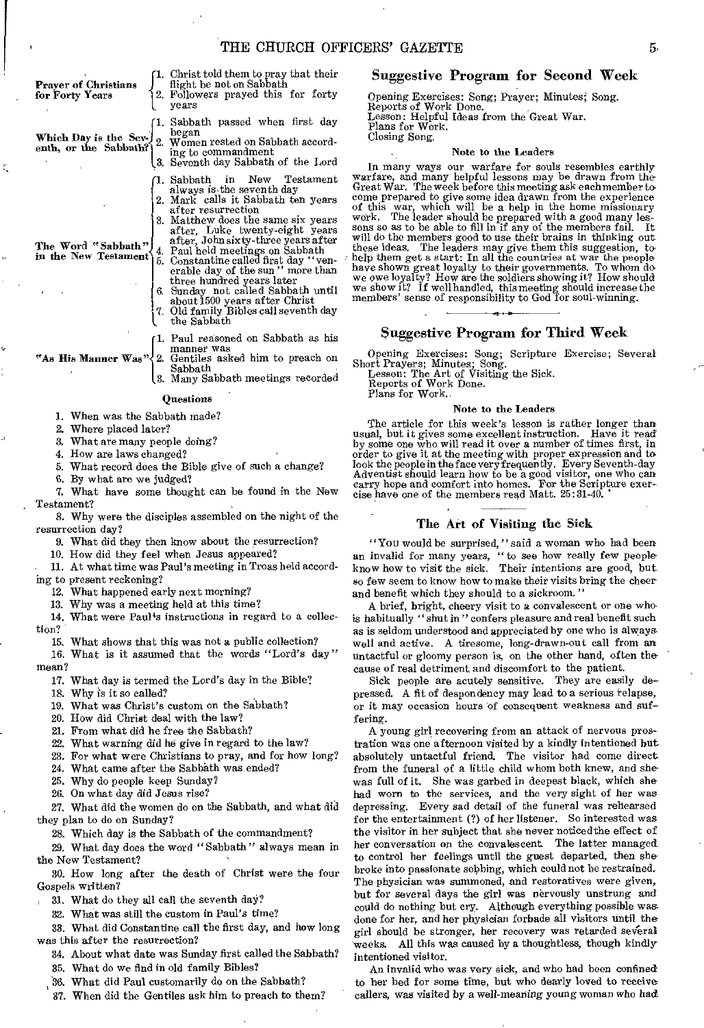**Prayer of Christians for Forty Years**
1. Christ told them to pray that their flight be not on Sabbath
2. Followers prayed this for forty years

**Which Day is the Seventh, or the Sabbath?**
1. Sabbath passed when first day began
2. Women rested on Sabbath according to commandment
3. Seventh day Sabbath of the Lord

**The Word "Sabbath" in the New Testament**
1. Sabbath in New Testament always is the seventh day
2. Mark calls it Sabbath ten years after resurrection
3. Matthew does the same six years after, Luke twenty-eight years after, John sixty-three years after
4. Paul held meetings on Sabbath
5. Constantine called first day "venerable day of the sun" more than three hundred years later
6. Sunday not called Sabbath until about 1500 years after Christ
7. Old family Bibles call seventh day the Sabbath

**"As His Manner Was"**
1. Paul reasoned on Sabbath as his manner was
2. Gentiles asked him to preach on Sabbath
3. Many Sabbath meetings recorded

### Questions

1. When was the Sabbath made?
2. Where placed later?
3. What are many people doing?
4. How are laws changed?
5. What record does the Bible give of such a change?
6. By what are we judged?
7. What have some thought can be found in the New Testament?
8. Why were the disciples assembled on the night of the resurrection day?
9. What did they then know about the resurrection?
10. How did they feel when Jesus appeared?
11. At what time was Paul's meeting in Troas held according to present reckoning?
12. What happened early next morning?
13. Why was a meeting held at this time?
14. What were Paul's instructions in regard to a collection?
15. What shows that this was not a public collection?
16. What is it assumed that the words "Lord's day" mean?
17. What day is termed the Lord's day in the Bible?
18. Why is it so called?
19. What was Christ's custom on the Sabbath?
20. How did Christ deal with the law?
21. From what did he free the Sabbath?
22. What warning did he give in regard to the law?
23. For what were Christians to pray, and for how long?
24. What came after the Sabbath was ended?
25. Why do people keep Sunday?
26. On what day did Jesus rise?
27. What did the women do on the Sabbath, and what did they plan to do on Sunday?
28. Which day is the Sabbath of the commandment?
29. What day does the word "Sabbath" always mean in the New Testament?
30. How long after the death of Christ were the four Gospels written?
31. What do they all call the seventh day?
32. What was still the custom in Paul's time?
33. What did Constantine call the first day, and how long was this after the resurrection?
34. About what date was Sunday first called the Sabbath?
35. What do we find in old family Bibles?
36. What did Paul customarily do on the Sabbath?
37. When did the Gentiles ask him to preach to them?

## Suggestive Program for Second Week

Opening Exercises: Song; Prayer; Minutes; Song.
Reports of Work Done.
Lesson: Helpful Ideas from the Great War.
Plans for Work.
Closing Song.

#### Note to the Leaders

In many ways our warfare for souls resembles earthly warfare, and many helpful lessons may be drawn from the Great War. The week before this meeting ask each member to come prepared to give some idea drawn from the experience of this war, which will be a help in the home missionary work. The leader should be prepared with a good many lessons so as to be able to fill in if any of the members fail. It will do the members good to use their brains in thinking out these ideas. The leaders may give them this suggestion, to help them get a start: In all the countries at war the people have shown great loyalty to their governments. To whom do we owe loyalty? How are the soldiers showing it? How should we show it? If well handled, this meeting should increase the members' sense of responsibility to God for soul-winning.

## Suggestive Program for Third Week

Opening Exercises: Song; Scripture Exercise; Several Short Prayers; Minutes; Song.
Lesson: The Art of Visiting the Sick.
Reports of Work Done.
Plans for Work.

#### Note to the Leaders

The article for this week's lesson is rather longer than usual, but it gives some excellent instruction. Have it read by some one who will read it over a number of times first, in order to give it at the meeting with proper expression and to look the people in the face very frequently. Every Seventh-day Adventist should learn how to be a good visitor, one who can carry hope and comfort into homes. For the Scripture exercise have one of the members read Matt. 25:31-40.

### The Art of Visiting the Sick

"You would be surprised," said a woman who had been an invalid for many years, "to see how really few people know how to visit the sick. Their intentions are good, but so few seem to know how to make their visits bring the cheer and benefit which they should to a sickroom."

A brief, bright, cheery visit to a convalescent or one who is habitually "shut in" confers pleasure and real benefit such as is seldom understood and appreciated by one who is always well and active. A tiresome, long-drawn-out call from an untactful or gloomy person is, on the other hand, often the cause of real detriment and discomfort to the patient.

Sick people are acutely sensitive. They are easily depressed. A fit of despondency may lead to a serious relapse, or it may occasion hours of consequent weakness and suffering.

A young girl recovering from an attack of nervous prostration was one afternoon visited by a kindly intentioned but absolutely untactful friend. The visitor had come direct from the funeral of a little child whom both knew, and she was full of it. She was garbed in deepest black, which she had worn to the services, and the very sight of her was depressing. Every sad detail of the funeral was rehearsed for the entertainment (?) of her listener. So interested was the visitor in her subject that she never noticed the effect of her conversation on the convalescent. The latter managed to control her feelings until the guest departed, then she broke into passionate sobbing, which could not be restrained. The physician was summoned, and restoratives were given, but for several days the girl was nervously unstrung and could do nothing but cry. Although everything possible was done for her, and her physician forbade all visitors until the girl should be stronger, her recovery was retarded several weeks. All this was caused by a thoughtless, though kindly intentioned visitor.

An invalid who was very sick, and who had been confined to her bed for some time, but who dearly loved to receive callers, was visited by a well-meaning young woman who had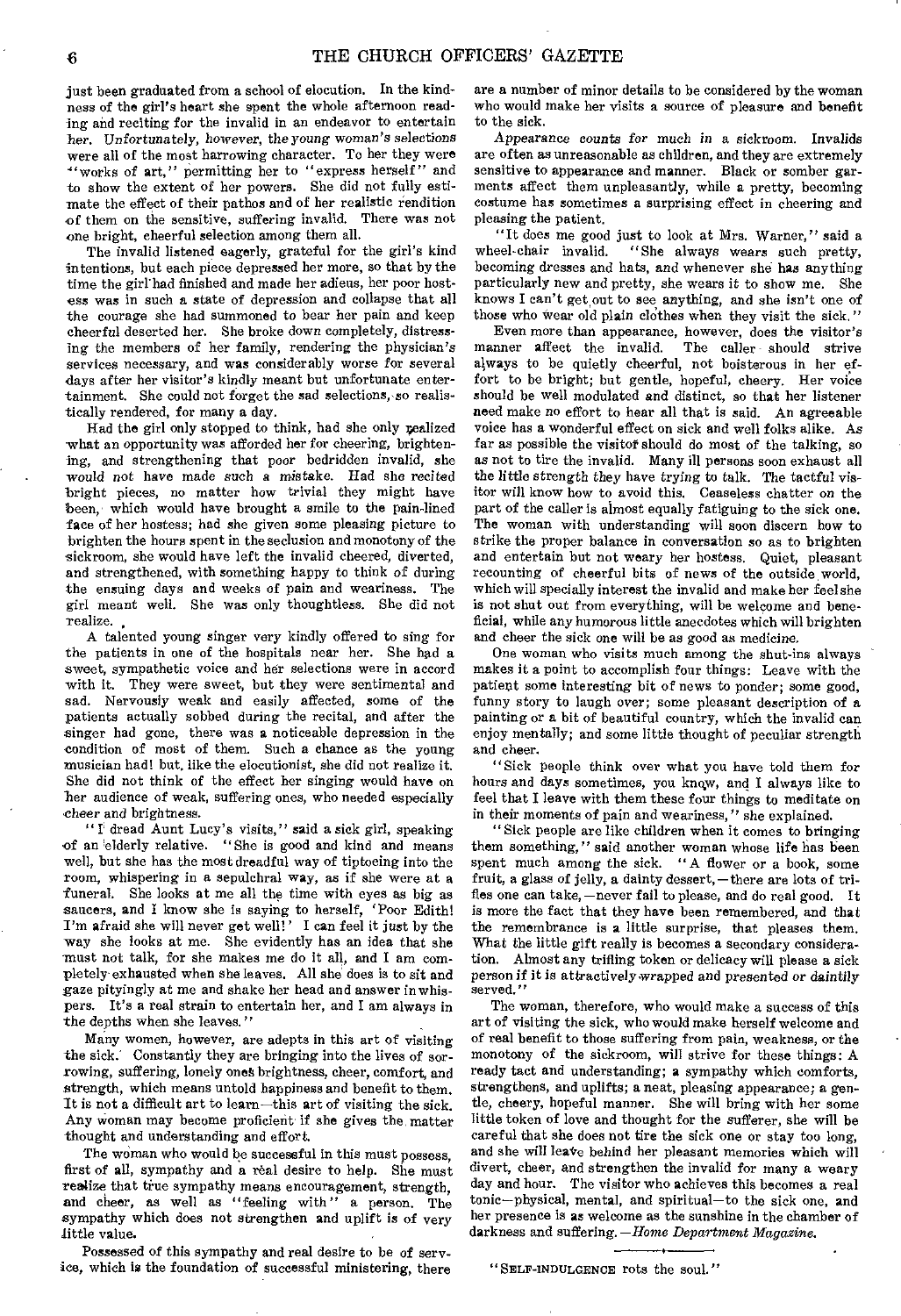just been graduated from a school of elocution. In the kindness of the girl's heart she spent the whole afternoon reading and reciting for the invalid in an endeavor to entertain her. Unfortunately, however, the young woman's selections were all of the most harrowing character. To her they were "works of art," permitting her to "express herself" and to show the extent of her powers. She did not fully estimate the effect of their pathos and of her realistic rendition of them on the sensitive, suffering invalid. There was not one bright, cheerful selection among them all.

The invalid listened eagerly, grateful for the girl's kind intentions, but each piece depressed her more, so that by the time the girl had finished and made her adieus, her poor hostess was in such a state of depression and collapse that all the courage she had summoned to bear her pain and keep cheerful deserted her. She broke down completely, distressing the members of her family, rendering the physician's services necessary, and was considerably worse for several days after her visitor's kindly meant but unfortunate entertainment. She could not forget the sad selections, so realistically rendered, for many a day.

Had the girl only stopped to think, had she only realized what an opportunity was afforded her for cheering, brightening, and strengthening that poor bedridden invalid, she would not have made such a mistake. Had she recited bright pieces, no matter how trivial they might have been, which would have brought a smile to the pain-lined face of her hostess; had she given some pleasing picture to brighten the hours spent in the seclusion and monotony of the sickroom, she would have left the invalid cheered, diverted, and strengthened, with something happy to think of during the ensuing days and weeks of pain and weariness. The girl meant well. She was only thoughtless. She did not realize.

A talented young singer very kindly offered to sing for the patients in one of the hospitals near her. She had a sweet, sympathetic voice and her selections were in accord with it. They were sweet, but they were sentimental and sad. Nervously weak and easily affected, some of the patients actually sobbed during the recital, and after the singer had gone, there was a noticeable depression in the condition of most of them. Such a chance as the young musician had! but, like the elocutionist, she did not realize it. She did not think of the effect her singing would have on her audience of weak, suffering ones, who needed especially cheer and brightness.

"I dread Aunt Lucy's visits," said a sick girl, speaking of an elderly relative. "She is good and kind and means well, but she has the most dreadful way of tiptoeing into the room, whispering in a sepulchral way, as if she were at a funeral. She looks at me all the time with eyes as big as saucers, and I know she is saying to herself, 'Poor Edith! I'm afraid she will never get well!' I can feel it just by the way she looks at me. She evidently has an idea that she must not talk, for she makes me do it all, and I am completely exhausted when she leaves. All she does is to sit and gaze pityingly at me and shake her head and answer in whispers. It's a real strain to entertain her, and I am always in the depths when she leaves."

Many women, however, are adepts in this art of visiting the sick. Constantly they are bringing into the lives of sorrowing, suffering, lonely ones brightness, cheer, comfort, and strength, which means untold happiness and benefit to them. It is not a difficult art to learn—this art of visiting the sick. Any woman may become proficient if she gives the matter thought and understanding and effort.

The woman who would be successful in this must possess, first of all, sympathy and a real desire to help. She must realize that true sympathy means encouragement, strength, and cheer, as well as "feeling with" a person. The sympathy which does not strengthen and uplift is of very little value.

Possessed of this sympathy and real desire to be of service, which is the foundation of successful ministering, there are a number of minor details to be considered by the woman who would make her visits a source of pleasure and benefit to the sick.

*Appearance counts for much in a sickroom.* Invalids are often as unreasonable as children, and they are extremely sensitive to appearance and manner. Black or somber garments affect them unpleasantly, while a pretty, becoming costume has sometimes a surprising effect in cheering and pleasing the patient.

"It does me good just to look at Mrs. Warner," said a wheel-chair invalid. "She always wears such pretty, becoming dresses and hats, and whenever she has anything particularly new and pretty, she wears it to show me. She knows I can't get out to see anything, and she isn't one of those who wear old plain clothes when they visit the sick."

Even more than appearance, however, does the visitor's manner affect the invalid. The caller should strive always to be quietly cheerful, not boisterous in her effort to be bright; but gentle, hopeful, cheery. Her voice should be well modulated and distinct, so that her listener need make no effort to hear all that is said. An agreeable voice has a wonderful effect on sick and well folks alike. As far as possible the visitor should do most of the talking, so as not to tire the invalid. Many ill persons soon exhaust all the little strength they have trying to talk. The tactful visitor will know how to avoid this. Ceaseless chatter on the part of the caller is almost equally fatiguing to the sick one. The woman with understanding will soon discern how to strike the proper balance in conversation so as to brighten and entertain but not weary her hostess. Quiet, pleasant recounting of cheerful bits of news of the outside world, which will specially interest the invalid and make her feel she is not shut out from everything, will be welcome and beneficial, while any humorous little anecdotes which will brighten and cheer the sick one will be as good as medicine.

One woman who visits much among the shut-ins always makes it a point to accomplish four things: Leave with the patient some interesting bit of news to ponder; some good, funny story to laugh over; some pleasant description of a painting or a bit of beautiful country, which the invalid can enjoy mentally; and some little thought of peculiar strength and cheer.

"Sick people think over what you have told them for hours and days sometimes, you know, and I always like to feel that I leave with them these four things to meditate on in their moments of pain and weariness," she explained.

"Sick people are like children when it comes to bringing them something," said another woman whose life has been spent much among the sick. "A flower or a book, some fruit, a glass of jelly, a dainty dessert,—there are lots of trifles one can take,—never fail to please, and do real good. It is more the fact that they have been remembered, and that the remembrance is a little surprise, that pleases them. What the little gift really is becomes a secondary consideration. Almost any trifling token or delicacy will please a sick person if it is attractively wrapped and presented or daintily served."

The woman, therefore, who would make a success of this art of visiting the sick, who would make herself welcome and of real benefit to those suffering from pain, weakness, or the monotony of the sickroom, will strive for these things: A ready tact and understanding; a sympathy which comforts, strengthens, and uplifts; a neat, pleasing appearance; a gentle, cheery, hopeful manner. She will bring with her some little token of love and thought for the sufferer, she will be careful that she does not tire the sick one or stay too long, and she will leave behind her pleasant memories which will divert, cheer, and strengthen the invalid for many a weary day and hour. The visitor who achieves this becomes a real tonic—physical, mental, and spiritual—to the sick one, and her presence is as welcome as the sunshine in the chamber of darkness and suffering.—*Home Department Magazine.*

---

"SELF-INDULGENCE rots the soul."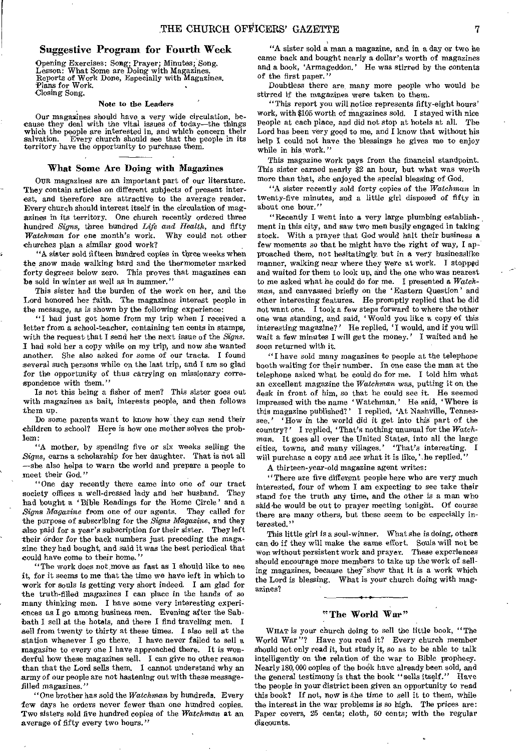## Suggestive Program for Fourth Week

Opening Exercises: Song; Prayer; Minutes; Song.
Lesson: What Some are Doing with Magazines.
Reports of Work Done, Especially with Magazines.
Plans for Work.
Closing Song.

### Note to the Leaders

Our magazines should have a very wide circulation, because they deal with the vital issues of today—the things which the people are interested in, and which concern their salvation. Every church should see that the people in its territory have the opportunity to purchase them.

## What Some Are Doing with Magazines

OUR magazines are an important part of our literature. They contain articles on different subjects of present interest, and therefore are attractive to the average reader. Every church should interest itself in the circulation of magazines in its territory. One church recently ordered three hundred *Signs*, three hundred *Life and Health*, and fifty *Watchman* for one month's work. Why could not other churches plan a similar good work?

"A sister sold fifteen hundred copies in three weeks when the snow made walking hard and the thermometer marked forty degrees below zero. This proves that magazines can be sold in winter as well as in summer."

This sister had the burden of the work on her, and the Lord honored her faith. The magazines interest people in the message, as is shown by the following experience:

"I had just got home from my trip when I received a letter from a school-teacher, containing ten cents in stamps, with the request that I send her the next issue of the *Signs*. I had sold her a copy while on my trip, and now she wanted another. She also asked for some of our tracts. I found several such persons while on the last trip, and I am so glad for the opportunity of thus carrying on missionary correspondence with them."

Is not this being a fisher of men? This sister goes out with magazines as bait, interests people, and then follows them up.

Do some parents want to know how they can send their children to school? Here is how one mother solves the problem:

"A mother, by spending five or six weeks selling the *Signs*, earns a scholarship for her daughter. That is not all —she also helps to warn the world and prepare a people to meet their God."

"One day recently there came into one of our tract society offices a well-dressed lady and her husband. They had bought a 'Bible Readings for the Home Circle' and a *Signs Magazine* from one of our agents. They called for the purpose of subscribing for the *Signs Magazine*, and they also paid for a year's subscription for their sister. They left their order for the back numbers just preceding the magazine they had bought, and said it was the best periodical that could have come to their home."

"The work does not move as fast as I should like to see it, for it seems to me that the time we have left in which to work for souls is getting very short indeed. I am glad for the truth-filled magazines I can place in the hands of so many thinking men. I have some very interesting experiences as I go among business men. Evening after the Sabbath I sell at the hotels, and there I find traveling men. I sell from twenty to thirty at these times. I also sell at the station whenever I go there. I have never failed to sell a magazine to every one I have approached there. It is wonderful how these magazines sell. I can give no other reason than that the Lord sells them. I cannot understand why an army of our people are not hastening out with these message-filled magazines."

"One brother has sold the *Watchman* by hundreds. Every few days he orders never fewer than one hundred copies. Two sisters sold five hundred copies of the *Watchman* at an average of fifty every two hours."

"A sister sold a man a magazine, and in a day or two he came back and bought nearly a dollar's worth of magazines and a book, 'Armageddon.' He was stirred by the contents of the first paper."

Doubtless there are many more people who would be stirred if the magazines were taken to them.

"This report you will notice represents fifty-eight hours' work, with $105 worth of magazines sold. I stayed with nice people at each place, and did not stop at hotels at all. The Lord has been very good to me, and I know that without his help I could not have the blessings he gives me to enjoy while in his work."

This magazine work pays from the financial standpoint. This sister earned nearly $2 an hour, but what was worth more than that, she enjoyed the special blessing of God.

"A sister recently sold forty copies of the *Watchman* in twenty-five minutes, and a little girl disposed of fifty in about one hour."

"Recently I went into a very large plumbing establishment in this city, and saw two men busily engaged in taking stock. With a prayer that God would halt their business a few moments so that he might have the right of way, I approached them, not hesitatingly, but in a very businesslike manner, walking near where they were at work. I stopped and waited for them to look up, and the one who was nearest to me asked what he could do for me. I presented a *Watchman*, and canvassed briefly on the 'Eastern Question' and other interesting features. He promptly replied that he did not want one. I took a few steps forward to where the other one was standing, and said, 'Would you like a copy of this interesting magazine?' He replied, 'I would, and if you will wait a few minutes I will get the money.' I waited and he soon returned with it.

"I have sold many magazines to people at the telephone booth waiting for their number. In one case the man at the telephone asked what he could do for me. I told him what an excellent magazine the *Watchman* was, putting it on the desk in front of him, so that he could see it. He seemed impressed with the name 'Watchman.' He said, 'Where is this magazine published?' I replied, 'At Nashville, Tennessee.' 'How in the world did it get into this part of the country?' I replied, 'That's nothing unusual for the *Watchman*. It goes all over the United States, into all the large cities, towns, and many villages.' 'That's interesting. I will purchase a copy and see what it is like,' he replied."

A thirteen-year-old magazine agent writes:

"There are five different people here who are very much interested, four of whom I am expecting to see take their stand for the truth any time, and the other is a man who said he would be out to prayer meeting tonight. Of course there are many others, but these seem to be especially interested."

This little girl is a soul-winner. What she is doing, others can do if they will make the same effort. Souls will not be won without persistent work and prayer. These experiences should encourage more members to take up the work of selling magazines, because they show that it is a work which the Lord is blessing. What is your church doing with magazines?

## "The World War"

WHAT is your church doing to sell the little book, "The World War"? Have you read it? Every church member should not only read it, but study it, so as to be able to talk intelligently on the relation of the war to Bible prophecy. Nearly 180,000 copies of the book have already been sold, and the general testimony is that the book "sells itself." Have the people in your district been given an opportunity to read this book? If not, now is the time to sell it to them, while the interest in the war problems is so high. The prices are: Paper covers, 25 cents; cloth, 50 cents; with the regular discounts.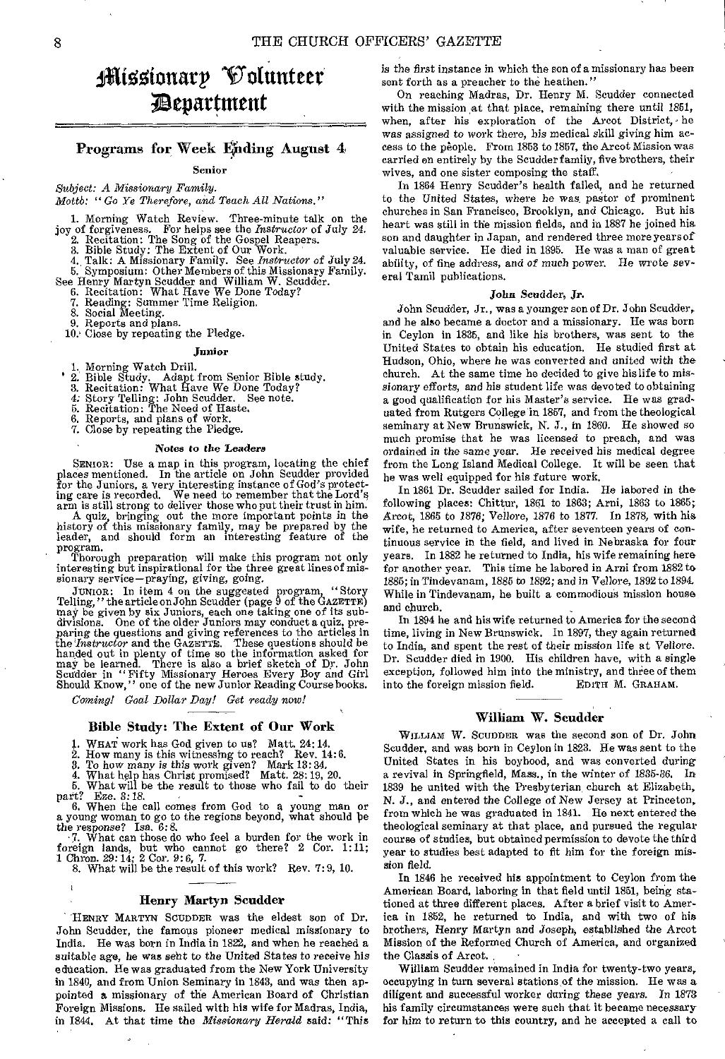# Missionary Volunteer Department

## Programs for Week Ending August 4

### Senior

*Subject: A Missionary Family.*
*Motto: "Go Ye Therefore, and Teach All Nations."*

1. Morning Watch Review. Three-minute talk on the joy of forgiveness. For helps see the *Instructor* of July 24.
2. Recitation: The Song of the Gospel Reapers.
3. Bible Study: The Extent of Our Work.
4. Talk: A Missionary Family. See *Instructor* of July 24.
5. Symposium: Other Members of this Missionary Family. See Henry Martyn Scudder and William W. Scudder.
6. Recitation: What Have We Done Today?
7. Reading: Summer Time Religion.
8. Social Meeting.
9. Reports and plans.
10. Close by repeating the Pledge.

### Junior

1. Morning Watch Drill.
2. Bible Study. Adapt from Senior Bible study.
3. Recitation: What Have We Done Today?
4. Story Telling: John Scudder. See note.
5. Recitation: The Need of Haste.
6. Reports, and plans of work.
7. Close by repeating the Pledge.

#### Notes to the Leaders

SENIOR: Use a map in this program, locating the chief places mentioned. In the article on John Scudder provided for the Juniors, a very interesting instance of God's protecting care is recorded. We need to remember that the Lord's arm is still strong to deliver those who put their trust in him.

A quiz, bringing out the more important points in the history of this missionary family, may be prepared by the leader, and should form an interesting feature of the program.

Thorough preparation will make this program not only interesting but inspirational for the three great lines of missionary service—praying, giving, going.

JUNIOR: In item 4 on the suggested program, "Story Telling," the article on John Scudder (page 9 of the GAZETTE) may be given by six Juniors, each one taking one of its subdivisions. One of the older Juniors may conduct a quiz, preparing the questions and giving references to the articles in the *Instructor* and the GAZETTE. These questions should be handed out in plenty of time so the information asked for may be learned. There is also a brief sketch of Dr. John Scudder in "Fifty Missionary Heroes Every Boy and Girl Should Know," one of the new Junior Reading Course books.

*Coming! Goal Dollar Day! Get ready now!*

## Bible Study: The Extent of Our Work

1. WHAT work has God given to us? Matt. 24:14.
2. How many is this witnessing to reach? Rev. 14:6.
3. To how many is this work given? Mark 13:34.
4. What help has Christ promised? Matt. 28:19, 20.
5. What will be the result to those who fail to do their part? Eze. 3:18.
6. When the call comes from God to a young man or a young woman to go to the regions beyond, what should be the response? Isa. 6:8.
7. What can those do who feel a burden for the work in foreign lands, but who cannot go there? 2 Cor. 1:11; 1 Chron. 29:14; 2 Cor. 9:6, 7.
8. What will be the result of this work? Rev. 7:9, 10.

## Henry Martyn Scudder

HENRY MARTYN SCUDDER was the eldest son of Dr. John Scudder, the famous pioneer medical missionary to India. He was born in India in 1822, and when he reached a suitable age, he was sent to the United States to receive his education. He was graduated from the New York University in 1840, and from Union Seminary in 1843, and was then appointed a missionary of the American Board of Christian Foreign Missions. He sailed with his wife for Madras, India, in 1844. At that time the *Missionary Herald* said: "This is the first instance in which the son of a missionary has been sent forth as a preacher to the heathen."

On reaching Madras, Dr. Henry M. Scudder connected with the mission at that place, remaining there until 1851, when, after his exploration of the Arcot District, he was assigned to work there, his medical skill giving him access to the people. From 1853 to 1857, the Arcot Mission was carried on entirely by the Scudder family, five brothers, their wives, and one sister composing the staff.

In 1864 Henry Scudder's health failed, and he returned to the United States, where he was pastor of prominent churches in San Francisco, Brooklyn, and Chicago. But his heart was still in the mission fields, and in 1887 he joined his son and daughter in Japan, and rendered three more years of valuable service. He died in 1895. He was a man of great ability, of fine address, and of much power. He wrote several Tamil publications.

### John Scudder, Jr.

John Scudder, Jr., was a younger son of Dr. John Scudder, and he also became a doctor and a missionary. He was born in Ceylon in 1835, and like his brothers, was sent to the United States to obtain his education. He studied first at Hudson, Ohio, where he was converted and united with the church. At the same time he decided to give his life to missionary efforts, and his student life was devoted to obtaining a good qualification for his Master's service. He was graduated from Rutgers College in 1857, and from the theological seminary at New Brunswick, N. J., in 1860. He showed so much promise that he was licensed to preach, and was ordained in the same year. He received his medical degree from the Long Island Medical College. It will be seen that he was well equipped for his future work.

In 1861 Dr. Scudder sailed for India. He labored in the following places: Chittur, 1861 to 1863; Arni, 1863 to 1865; Arcot, 1865 to 1876; Vellore, 1876 to 1877. In 1878, with his wife, he returned to America, after seventeen years of continuous service in the field, and lived in Nebraska for four years. In 1882 he returned to India, his wife remaining here for another year. This time he labored in Arni from 1882 to 1885; in Tindevanam, 1885 to 1892; and in Vellore, 1892 to 1894. While in Tindevanam, he built a commodious mission house and church.

In 1894 he and his wife returned to America for the second time, living in New Brunswick. In 1897, they again returned to India, and spent the rest of their mission life at Vellore. Dr. Scudder died in 1900. His children have, with a single exception, followed him into the ministry, and three of them into the foreign mission field.

EDITH M. GRAHAM.

## William W. Scudder

WILLIAM W. SCUDDER was the second son of Dr. John Scudder, and was born in Ceylon in 1823. He was sent to the United States in his boyhood, and was converted during a revival in Springfield, Mass., in the winter of 1835-36. In 1839 he united with the Presbyterian church at Elizabeth, N. J., and entered the College of New Jersey at Princeton, from which he was graduated in 1841. He next entered the theological seminary at that place, and pursued the regular course of studies, but obtained permission to devote the third year to studies best adapted to fit him for the foreign mission field.

In 1846 he received his appointment to Ceylon from the American Board, laboring in that field until 1851, being stationed at three different places. After a brief visit to America in 1852, he returned to India, and with two of his brothers, Henry Martyn and Joseph, established the Arcot Mission of the Reformed Church of America, and organized the Classis of Arcot.

William Scudder remained in India for twenty-two years, occupying in turn several stations of the mission. He was a diligent and successful worker during these years. In 1873 his family circumstances were such that it became necessary for him to return to this country, and he accepted a call to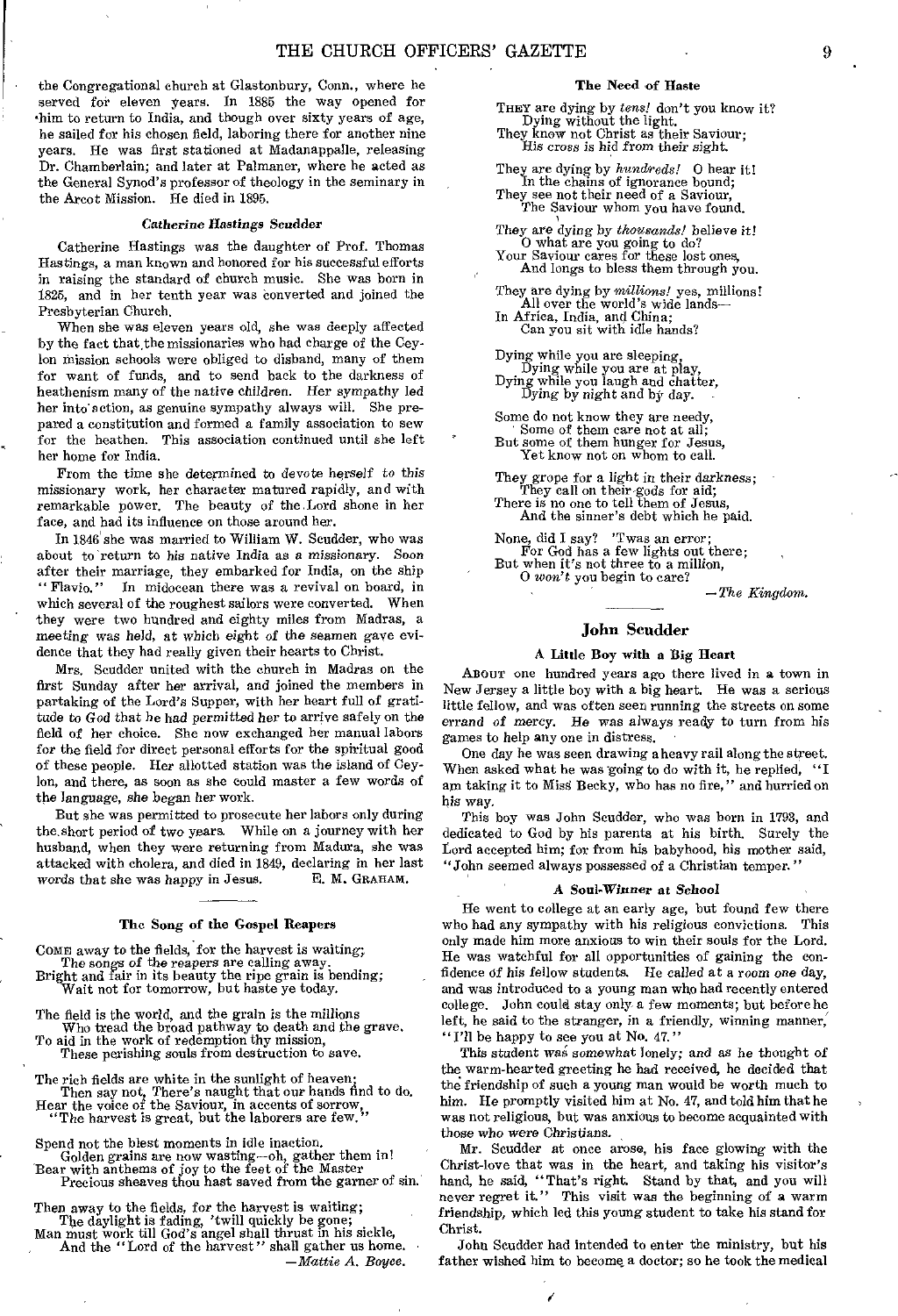the Congregational church at Glastonbury, Conn., where he served for eleven years. In 1885 the way opened for him to return to India, and though over sixty years of age, he sailed for his chosen field, laboring there for another nine years. He was first stationed at Madanappalle, releasing Dr. Chamberlain; and later at Palmaner, where he acted as the General Synod's professor of theology in the seminary in the Arcot Mission. He died in 1895.

#### *Catherine Hastings Scudder*

Catherine Hastings was the daughter of Prof. Thomas Hastings, a man known and honored for his successful efforts in raising the standard of church music. She was born in 1825, and in her tenth year was converted and joined the Presbyterian Church.

When she was eleven years old, she was deeply affected by the fact that the missionaries who had charge of the Ceylon mission schools were obliged to disband, many of them for want of funds, and to send back to the darkness of heathenism many of the native children. Her sympathy led her into action, as genuine sympathy always will. She prepared a constitution and formed a family association to sew for the heathen. This association continued until she left her home for India.

From the time she determined to devote herself to this missionary work, her character matured rapidly, and with remarkable power. The beauty of the Lord shone in her face, and had its influence on those around her.

In 1846 she was married to William W. Scudder, who was about to return to his native India as a missionary. Soon after their marriage, they embarked for India, on the ship "Flavio." In midocean there was a revival on board, in which several of the roughest sailors were converted. When they were two hundred and eighty miles from Madras, a meeting was held, at which eight of the seamen gave evidence that they had really given their hearts to Christ.

Mrs. Scudder united with the church in Madras on the first Sunday after her arrival, and joined the members in partaking of the Lord's Supper, with her heart full of gratitude to God that he had permitted her to arrive safely on the field of her choice. She now exchanged her manual labors for the field for direct personal efforts for the spiritual good of these people. Her allotted station was the island of Ceylon, and there, as soon as she could master a few words of the language, she began her work.

But she was permitted to prosecute her labors only during the short period of two years. While on a journey with her husband, when they were returning from Madura, she was attacked with cholera, and died in 1849, declaring in her last words that she was happy in Jesus. E. M. Graham.

---

#### The Song of the Gospel Reapers

Come away to the fields, for the harvest is waiting;
The songs of the reapers are calling away.
Bright and fair in its beauty the ripe grain is bending;
Wait not for tomorrow, but haste ye today.

The field is the world, and the grain is the millions
Who tread the broad pathway to death and the grave.
To aid in the work of redemption thy mission,
These perishing souls from destruction to save.

The rich fields are white in the sunlight of heaven;
Then say not, There's naught that our hands find to do.
Hear the voice of the Saviour, in accents of sorrow,
"The harvest is great, but the laborers are few."

Spend not the blest moments in idle inaction.
Golden grains are now wasting—oh, gather them in!
Bear with anthems of joy to the feet of the Master
Precious sheaves thou hast saved from the garner of sin.

Then away to the fields, for the harvest is waiting;
The daylight is fading, 'twill quickly be gone;
Man must work till God's angel shall thrust in his sickle,
And the "Lord of the harvest" shall gather us home.

—*Mattie A. Boyce.*

---

#### The Need of Haste

They are dying by *tens!* don't you know it?
Dying without the light.
They know not Christ as their Saviour;
His cross is hid from their sight.

They are dying by *hundreds!* O hear it!
In the chains of ignorance bound;
They see not their need of a Saviour,
The Saviour whom you have found.

They are dying by *thousands!* believe it!
O what are you going to do?
Your Saviour cares for these lost ones,
And longs to bless them through you.

They are dying by *millions!* yes, millions!
All over the world's wide lands—
In Africa, India, and China;
Can you sit with idle hands?

Dying while you are sleeping,
Dying while you are at play,
Dying while you laugh and chatter,
Dying by night and by day.

Some do not know they are needy,
Some of them care not at all;
But some of them hunger for Jesus,
Yet know not on whom to call.

They grope for a light in their darkness;
They call on their gods for aid;
There is no one to tell them of Jesus,
And the sinner's debt which he paid.

None, did I say? 'Twas an error;
For God has a few lights out there;
But when it's not three to a million,
O *won't* you begin to care?

—*The Kingdom.*

---

## John Scudder

#### A Little Boy with a Big Heart

About one hundred years ago there lived in a town in New Jersey a little boy with a big heart. He was a serious little fellow, and was often seen running the streets on some errand of mercy. He was always ready to turn from his games to help any one in distress.

One day he was seen drawing a heavy rail along the street. When asked what he was going to do with it, he replied, "I am taking it to Miss Becky, who has no fire," and hurried on his way.

This boy was John Scudder, who was born in 1793, and dedicated to God by his parents at his birth. Surely the Lord accepted him; for from his babyhood, his mother said, "John seemed always possessed of a Christian temper."

#### A Soul-Winner at School

He went to college at an early age, but found few there who had any sympathy with his religious convictions. This only made him more anxious to win their souls for the Lord. He was watchful for all opportunities of gaining the confidence of his fellow students. He called at a room one day, and was introduced to a young man who had recently entered college. John could stay only a few moments; but before he left, he said to the stranger, in a friendly, winning manner, "I'll be happy to see you at No. 47."

This student was somewhat lonely; and as he thought of the warm-hearted greeting he had received, he decided that the friendship of such a young man would be worth much to him. He promptly visited him at No. 47, and told him that he was not religious, but was anxious to become acquainted with those who were Christians.

Mr. Scudder at once arose, his face glowing with the Christ-love that was in the heart, and taking his visitor's hand, he said, "That's right. Stand by that, and you will never regret it." This visit was the beginning of a warm friendship, which led this young student to take his stand for Christ.

John Scudder had intended to enter the ministry, but his father wished him to become a doctor; so he took the medical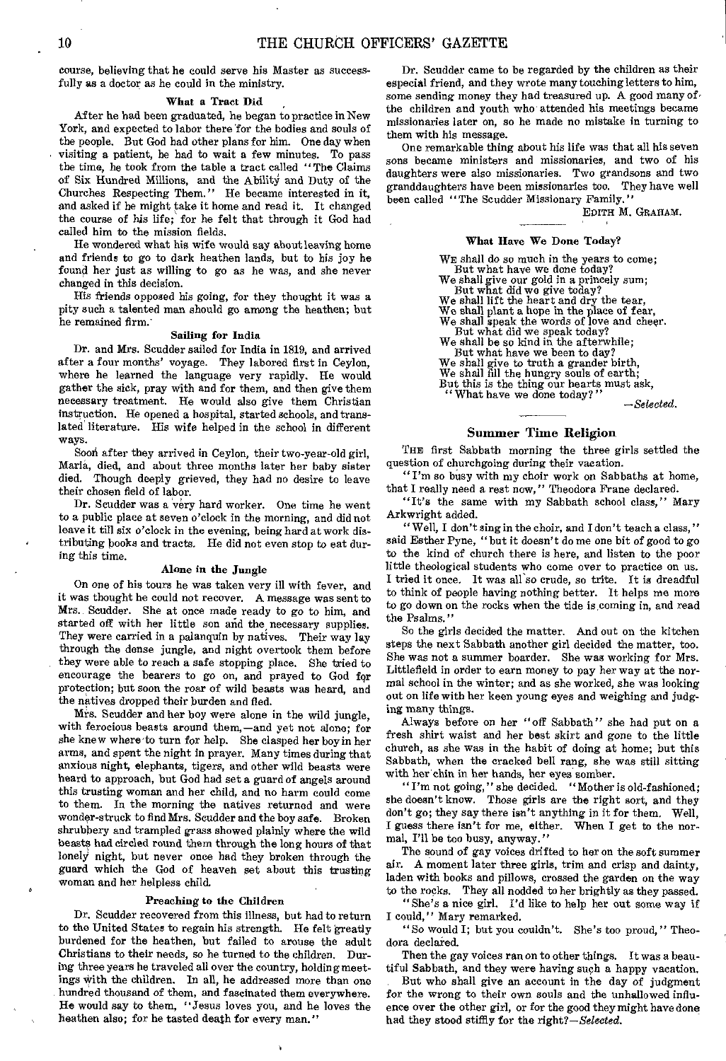course, believing that he could serve his Master as successfully as a doctor as he could in the ministry.

### What a Tract Did

After he had been graduated, he began to practice in New York, and expected to labor there for the bodies and souls of the people. But God had other plans for him. One day when visiting a patient, he had to wait a few minutes. To pass the time, he took from the table a tract called "The Claims of Six Hundred Millions, and the Ability and Duty of the Churches Respecting Them." He became interested in it, and asked if he might take it home and read it. It changed the course of his life; for he felt that through it God had called him to the mission fields.

He wondered what his wife would say about leaving home and friends to go to dark heathen lands, but to his joy he found her just as willing to go as he was, and she never changed in this decision.

His friends opposed his going, for they thought it was a pity such a talented man should go among the heathen; but he remained firm.

### Sailing for India

Dr. and Mrs. Scudder sailed for India in 1819, and arrived after a four months' voyage. They labored first in Ceylon, where he learned the language very rapidly. He would gather the sick, pray with and for them, and then give them necessary treatment. He would also give them Christian instruction. He opened a hospital, started schools, and translated literature. His wife helped in the school in different ways.

Soon after they arrived in Ceylon, their two-year-old girl, Maria, died, and about three months later her baby sister died. Though deeply grieved, they had no desire to leave their chosen field of labor.

Dr. Scudder was a very hard worker. One time he went to a public place at seven o'clock in the morning, and did not leave it till six o'clock in the evening, being hard at work distributing books and tracts. He did not even stop to eat during this time.

### Alone in the Jungle

On one of his tours he was taken very ill with fever, and it was thought he could not recover. A message was sent to Mrs. Scudder. She at once made ready to go to him, and started off with her little son and the necessary supplies. They were carried in a palanquin by natives. Their way lay through the dense jungle, and night overtook them before they were able to reach a safe stopping place. She tried to encourage the bearers to go on, and prayed to God for protection; but soon the roar of wild beasts was heard, and the natives dropped their burden and fled.

Mrs. Scudder and her boy were alone in the wild jungle, with ferocious beasts around them,—and yet not alone; for she knew where to turn for help. She clasped her boy in her arms, and spent the night in prayer. Many times during that anxious night, elephants, tigers, and other wild beasts were heard to approach, but God had set a guard of angels around this trusting woman and her child, and no harm could come to them. In the morning the natives returned and were wonder-struck to find Mrs. Scudder and the boy safe. Broken shrubbery and trampled grass showed plainly where the wild beasts had circled round them through the long hours of that lonely night, but never once had they broken through the guard which the God of heaven set about this trusting woman and her helpless child.

### Preaching to the Children

Dr. Scudder recovered from this illness, but had to return to the United States to regain his strength. He felt greatly burdened for the heathen, but failed to arouse the adult Christians to their needs, so he turned to the children. During three years he traveled all over the country, holding meetings with the children. In all, he addressed more than one hundred thousand of them, and fascinated them everywhere. He would say to them, "Jesus loves you, and he loves the heathen also; for he tasted death for every man."

Dr. Scudder came to be regarded by the children as their especial friend, and they wrote many touching letters to him, some sending money they had treasured up. A good many of the children and youth who attended his meetings became missionaries later on, so he made no mistake in turning to them with his message.

One remarkable thing about his life was that all his seven sons became ministers and missionaries, and two of his daughters were also missionaries. Two grandsons and two granddaughters have been missionaries too. They have well been called "The Scudder Missionary Family."

EDITH M. GRAHAM.

### What Have We Done Today?

We shall do so much in the years to come;
But what have we done today?
We shall give our gold in a princely sum;
But what did we give today?
We shall lift the heart and dry the tear,
We shall plant a hope in the place of fear,
We shall speak the words of love and cheer.
But what did we speak today?
We shall be so kind in the afterwhile;
But what have we been to day?
We shall give to truth a grander birth,
We shall fill the hungry souls of earth;
But this is the thing our hearts must ask,
"What have we done today?"

—*Selected.*

## Summer Time Religion

The first Sabbath morning the three girls settled the question of churchgoing during their vacation.

"I'm so busy with my choir work on Sabbaths at home, that I really need a rest now," Theodora Frane declared.

"It's the same with my Sabbath school class," Mary Arkwright added.

"Well, I don't sing in the choir, and I don't teach a class," said Esther Pyne, "but it doesn't do me one bit of good to go to the kind of church there is here, and listen to the poor little theological students who come over to practice on us. I tried it once. It was all so crude, so trite. It is dreadful to think of people having nothing better. It helps me more to go down on the rocks when the tide is coming in, and read the Psalms."

So the girls decided the matter. And out on the kitchen steps the next Sabbath another girl decided the matter, too. She was not a summer boarder. She was working for Mrs. Littlefield in order to earn money to pay her way at the normal school in the winter; and as she worked, she was looking out on life with her keen young eyes and weighing and judging many things.

Always before on her "off Sabbath" she had put on a fresh shirt waist and her best skirt and gone to the little church, as she was in the habit of doing at home; but this Sabbath, when the cracked bell rang, she was still sitting with her chin in her hands, her eyes somber.

"I'm not going," she decided. "Mother is old-fashioned; she doesn't know. Those girls are the right sort, and they don't go; they say there isn't anything in it for them. Well, I guess there isn't for me, either. When I get to the normal, I'll be too busy, anyway."

The sound of gay voices drifted to her on the soft summer air. A moment later three girls, trim and crisp and dainty, laden with books and pillows, crossed the garden on the way to the rocks. They all nodded to her brightly as they passed.

"She's a nice girl. I'd like to help her out some way if I could," Mary remarked.

"So would I; but you couldn't. She's too proud," Theodora declared.

Then the gay voices ran on to other things. It was a beautiful Sabbath, and they were having such a happy vacation.

But who shall give an account in the day of judgment for the wrong to their own souls and the unhallowed influence over the other girl, or for the good they might have done had they stood stiffly for the right?—*Selected.*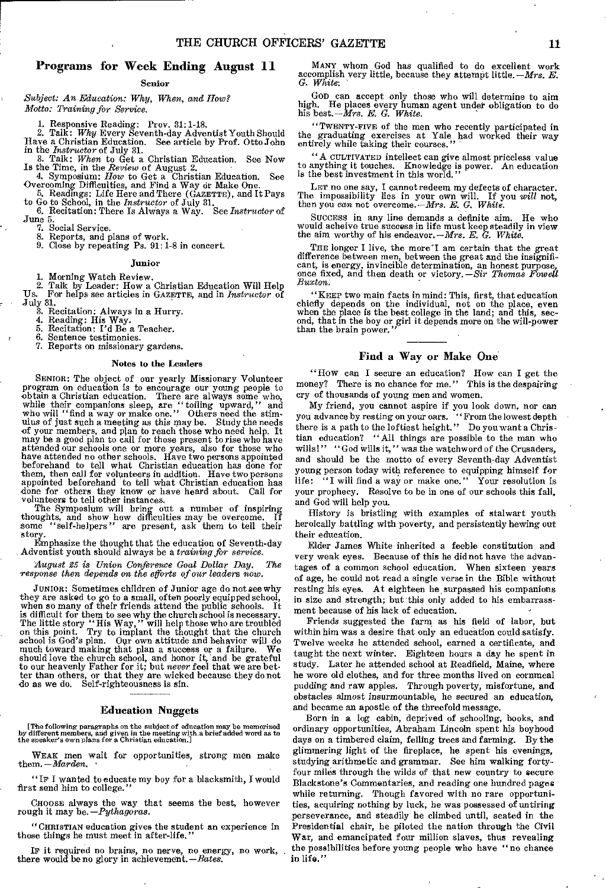## Programs for Week Ending August 11

### Senior

*Subject: An Education: Why, When, and How?*
*Motto: Training for Service.*

1. Responsive Reading: Prov. 31: 1-18.
2. Talk: *Why* Every Seventh-day Adventist Youth Should Have a Christian Education. See article by Prof. Otto John in the *Instructor* of July 31.
3. Talk: *When* to Get a Christian Education. See Now Is the Time, in the *Review* of August 2.
4. Symposium: *How* to Get a Christian Education. See Overcoming Difficulties, and Find a Way or Make One.
5. Readings: Life Here and There (GAZETTE), and It Pays to Go to School, in the *Instructor* of July 31.
6. Recitation: There Is Always a Way. See *Instructor* of June 5.
7. Social Service.
8. Reports, and plans of work.
9. Close by repeating Ps. 91: 1-8 in concert.

### Junior

1. Morning Watch Review.
2. Talk by Leader: How a Christian Education Will Help Us. For helps see articles in GAZETTE, and in *Instructor* of July 31.
3. Recitation: Always in a Hurry.
4. Reading: His Way.
5. Recitation: I'd Be a Teacher.
6. Sentence testimonies.
7. Reports on missionary gardens.

### Notes to the Leaders

SENIOR: The object of our yearly Missionary Volunteer program on education is to encourage our young people to obtain a Christian education. There are always some who, while their companions sleep, are "toiling upward," and who will "find a way or make one." Others need the stimulus of just such a meeting as this may be. Study the needs of your members, and plan to reach those who need help. It may be a good plan to call for those present to rise who have attended our schools one or more years, also for those who have attended no other schools. Have two persons appointed beforehand to tell what Christian education has done for them, then call for volunteers in addition. Have two persons appointed beforehand to tell what Christian education has done for others they know or have heard about. Call for volunteers to tell other instances.

The Symposium will bring out a number of inspiring thoughts, and show how difficulties may be overcome. If some "self-helpers" are present, ask them to tell their story.

Emphasize the thought that the education of Seventh-day Adventist youth should always be a *training for service.*

*August 25 is Union Conference Goal Dollar Day. The response then depends on the efforts of our leaders now.*

JUNIOR: Sometimes children of Junior age do not see why they are asked to go to a small, often poorly equipped school, when so many of their friends attend the public schools. It is difficult for them to see why the church school is necessary. The little story "His Way," will help those who are troubled on this point. Try to implant the thought that the church school is God's plan. Our own attitude and behavior will do much toward making that plan a success or a failure. We should love the church school, and honor it, and be grateful to our heavenly Father for it; but *never* feel that we are better than others, or that they are wicked because they do not do as we do. Self-righteousness is sin.

## Education Nuggets

[The following paragraphs on the subject of education may be memorized by different members, and given in the meeting with a brief added word as to the speaker's own plans for a Christian education.]

WEAK men wait for opportunities, strong men make them.—*Marden.*

"IF I wanted to educate my boy for a blacksmith, I would first send him to college."

CHOOSE always the way that seems the best, however rough it may be.—*Pythagoras.*

"CHRISTIAN education gives the student an experience in those things he must meet in after-life."

IF it required no brains, no nerve, no energy, no work, there would be no glory in achievement.—*Bates.*

MANY whom God has qualified to do excellent work accomplish very little, because they attempt little.—*Mrs. E. G. White.*

GOD can accept only those who will determine to aim high. He places every human agent under obligation to do his best.—*Mrs. E. G. White.*

"TWENTY-FIVE of the men who recently participated in the graduating exercises at Yale had worked their way entirely while taking their courses."

"A CULTIVATED intellect can give almost priceless value to anything it touches. Knowledge is power. An education is the best investment in this world."

LET no one say, I cannot redeem my defects of character. The impossibility lies in your own will. If you *will* not, then you *can* not overcome.—*Mrs. E. G. White.*

SUCCESS in any line demands a definite aim. He who would acheive true success in life must keep steadily in view the aim worthy of his endeavor.—*Mrs. E. G. White.*

THE longer I live, the more I am certain that the great difference between men, between the great and the insignificant, is energy, invincible determination, an honest purpose, once fixed, and then death or victory.—*Sir Thomas Fowell Buxton.*

"KEEP two main facts in mind: This, first, that education chiefly depends on the individual, not on the place, even when the place is the best college in the land; and this, second, that in the boy or girl it depends more on the will-power than the brain power."

## Find a Way or Make One

"HOW can I secure an education? How can I get the money? There is no chance for me." This is the despairing cry of thousands of young men and women.

My friend, you cannot aspire if you look down, nor can you advance by resting on your oars. "From the lowest depth there is a path to the loftiest height." Do you want a Christian education? "All things are possible to the man who wills!" "God wills it," was the watchword of the Crusaders, and should be the motto of every Seventh-day Adventist young person today with reference to equipping himself for life: "I will find a way or make one." Your resolution is your prophecy. Resolve to be in one of our schools this fall, and God will help you.

History is bristling with examples of stalwart youth heroically battling with poverty, and persistently hewing out their education.

Elder James White inherited a feeble constitution and very weak eyes. Because of this he did not have the advantages of a common school education. When sixteen years of age, he could not read a single verse in the Bible without resting his eyes. At eighteen he surpassed his companions in size and strength; but this only added to his embarrassment because of his lack of education.

Friends suggested the farm as his field of labor, but within him was a desire that only an education could satisfy. Twelve weeks he attended school, earned a certificate, and taught the next winter. Eighteen hours a day he spent in study. Later he attended school at Readfield, Maine, where he wore old clothes, and for three months lived on cornmeal pudding and raw apples. Through poverty, misfortune, and obstacles almost insurmountable, he secured an education, and became an apostle of the threefold message.

Born in a log cabin, deprived of schooling, books, and ordinary opportunities, Abraham Lincoln spent his boyhood days on a timbered claim, felling trees and farming. By the glimmering light of the fireplace, he spent his evenings, studying arithmetic and grammar. See him walking forty-four miles through the wilds of that new country to secure Blackstone's Commentaries, and reading one hundred pages while returning. Though favored with no rare opportunities, acquiring nothing by luck, he was possessed of untiring perseverance, and steadily he climbed until, seated in the Presidential chair, he piloted the nation through the Civil War, and emancipated four million slaves, thus revealing the possibilities before young people who have "no chance in life."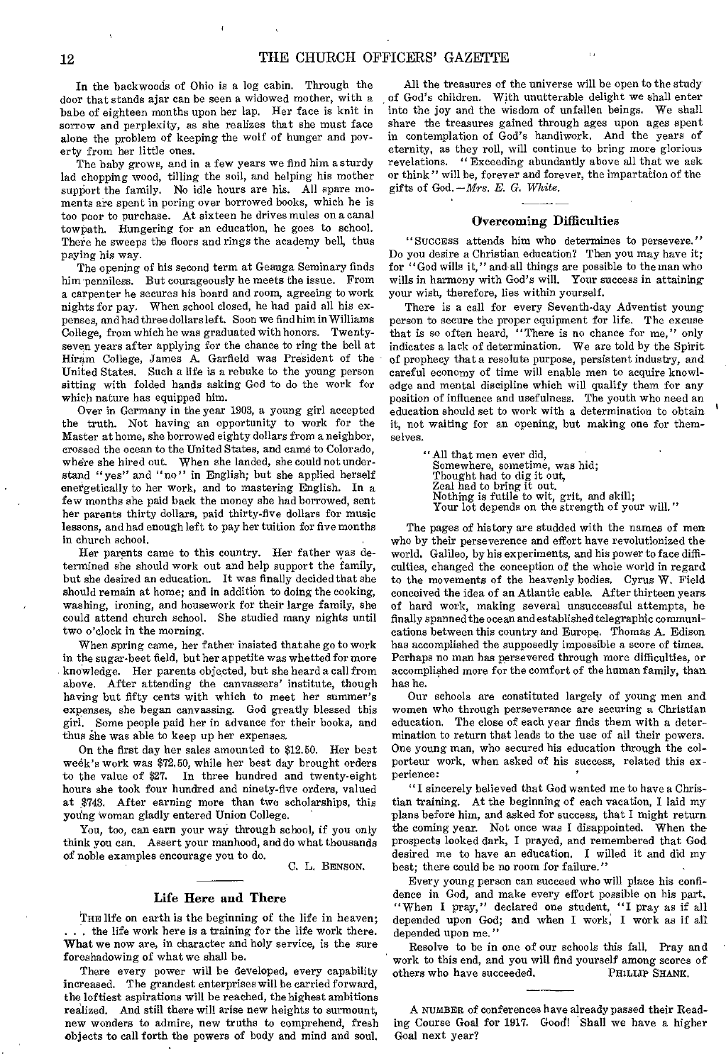In the backwoods of Ohio is a log cabin. Through the door that stands ajar can be seen a widowed mother, with a babe of eighteen months upon her lap. Her face is knit in sorrow and perplexity, as she realizes that she must face alone the problem of keeping the wolf of hunger and poverty from her little ones.

The baby grows, and in a few years we find him a sturdy lad chopping wood, tilling the soil, and helping his mother support the family. No idle hours are his. All spare moments are spent in poring over borrowed books, which he is too poor to purchase. At sixteen he drives mules on a canal towpath. Hungering for an education, he goes to school. There he sweeps the floors and rings the academy bell, thus paying his way.

The opening of his second term at Geauga Seminary finds him penniless. But courageously he meets the issue. From a carpenter he secures his board and room, agreeing to work nights for pay. When school closed, he had paid all his expenses, and had three dollars left. Soon we find him in Williams College, from which he was graduated with honors. Twenty-seven years after applying for the chance to ring the bell at Hiram College, James A. Garfield was President of the United States. Such a life is a rebuke to the young person sitting with folded hands asking God to do the work for which nature has equipped him.

Over in Germany in the year 1903, a young girl accepted the truth. Not having an opportunity to work for the Master at home, she borrowed eighty dollars from a neighbor, crossed the ocean to the United States, and came to Colorado, where she hired out. When she landed, she could not understand "yes" and "no" in English; but she applied herself energetically to her work, and to mastering English. In a few months she paid back the money she had borrowed, sent her parents thirty dollars, paid thirty-five dollars for music lessons, and had enough left to pay her tuition for five months in church school.

Her parents came to this country. Her father was determined she should work out and help support the family, but she desired an education. It was finally decided that she should remain at home; and in addition to doing the cooking, washing, ironing, and housework for their large family, she could attend church school. She studied many nights until two o'clock in the morning.

When spring came, her father insisted that she go to work in the sugar-beet field, but her appetite was whetted for more knowledge. Her parents objected, but she heard a call from above. After attending the canvassers' institute, though having but fifty cents with which to meet her summer's expenses, she began canvassing. God greatly blessed this girl. Some people paid her in advance for their books, and thus she was able to keep up her expenses.

On the first day her sales amounted to $12.50. Her best week's work was $72.50, while her best day brought orders to the value of $27. In three hundred and twenty-eight hours she took four hundred and ninety-five orders, valued at $743. After earning more than two scholarships, this young woman gladly entered Union College.

You, too, can earn your way through school, if you only think you can. Assert your manhood, and do what thousands of noble examples encourage you to do.

C. L. BENSON.

## Life Here and There

THE life on earth is the beginning of the life in heaven; . . . the life work here is a training for the life work there. What we now are, in character and holy service, is the sure foreshadowing of what we shall be.

There every power will be developed, every capability increased. The grandest enterprises will be carried forward, the loftiest aspirations will be reached, the highest ambitions realized. And still there will arise new heights to surmount, new wonders to admire, new truths to comprehend, fresh objects to call forth the powers of body and mind and soul.

All the treasures of the universe will be open to the study of God's children. With unutterable delight we shall enter into the joy and the wisdom of unfallen beings. We shall share the treasures gained through ages upon ages spent in contemplation of God's handiwork. And the years of eternity, as they roll, will continue to bring more glorious revelations. "Exceeding abundantly above all that we ask or think" will be, forever and forever, the impartation of the gifts of God.—*Mrs. E. G. White.*

## Overcoming Difficulties

"SUCCESS attends him who determines to persevere." Do you desire a Christian education? Then you may have it; for "God wills it," and all things are possible to the man who wills in harmony with God's will. Your success in attaining your wish, therefore, lies within yourself.

There is a call for every Seventh-day Adventist young person to secure the proper equipment for life. The excuse that is so often heard, "There is no chance for me," only indicates a lack of determination. We are told by the Spirit of prophecy that a resolute purpose, persistent industry, and careful economy of time will enable men to acquire knowledge and mental discipline which will qualify them for any position of influence and usefulness. The youth who need an education should set to work with a determination to obtain it, not waiting for an opening, but making one for themselves.

> "All that men ever did,
> Somewhere, sometime, was hid;
> Thought had to dig it out,
> Zeal had to bring it out.
> Nothing is futile to wit, grit, and skill;
> Your lot depends on the strength of your will."

The pages of history are studded with the names of men who by their perseverence and effort have revolutionized the world. Galileo, by his experiments, and his power to face difficulties, changed the conception of the whole world in regard to the movements of the heavenly bodies. Cyrus W. Field conceived the idea of an Atlantic cable. After thirteen years of hard work, making several unsuccessful attempts, he finally spanned the ocean and established telegraphic communications between this country and Europe. Thomas A. Edison has accomplished the supposedly impossible a score of times. Perhaps no man has persevered through more difficulties, or accomplished more for the comfort of the human family, than has he.

Our schools are constituted largely of young men and women who through perseverance are securing a Christian education. The close of each year finds them with a determination to return that leads to the use of all their powers. One young man, who secured his education through the colporteur work, when asked of his success, related this experience:

"I sincerely believed that God wanted me to have a Christian training. At the beginning of each vacation, I laid my plans before him, and asked for success, that I might return the coming year. Not once was I disappointed. When the prospects looked dark, I prayed, and remembered that God desired me to have an education. I willed it and did my best; there could be no room for failure."

Every young person can succeed who will place his confidence in God, and make every effort possible on his part. "When I pray," declared one student, "I pray as if all depended upon God; and when I work, I work as if all depended upon me."

Resolve to be in one of our schools this fall. Pray and work to this end, and you will find yourself among scores of others who have succeeded.

PHILLIP SHANK.

---

A NUMBER of conferences have already passed their Reading Course Goal for 1917. Good! Shall we have a higher Goal next year?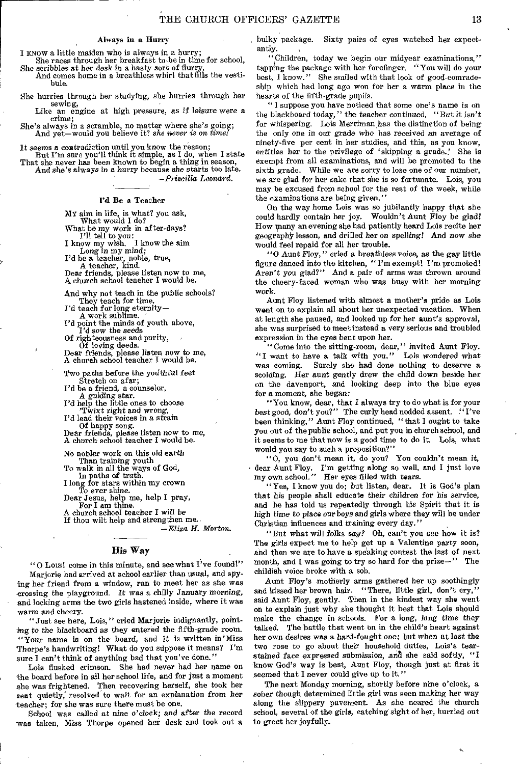### Always in a Hurry

I KNOW a little maiden who is always in a hurry;
She races through her breakfast to be in time for school,
She *scribbles at her desk* in a hasty sort of flurry,
And comes home in a breathless whirl that fills the vestibule.

She hurries through her studying, she hurries through her sewing,
Like an engine at high pressure, as if leisure were a crime;
She's always in a scramble, no matter where she's going;
And yet—would you believe it? *she never is on time!*

It *seems* a contradiction until you know the reason;
But I'm sure you'll think it simple, as I do, when I state
That she never has been known to begin a thing in season,
And she's always in a hurry because she starts too late.

—*Priscilla Leonard.*

### I'd Be a Teacher

MY aim in life, is what? you ask,
What would I do?
What be my work in after-days?
I'll tell to you:
I know my wish. I know the aim
Long in my mind;
I'd be a teacher, noble, true,
A teacher, kind.
Dear friends, please listen now to me,
A church school teacher I would be.

And why not teach in the public schools?
They teach for time.
I'd teach for long eternity—
A work sublime.
I'd point the minds of youth above,
I'd sow the seeds
Of righteousness and purity,
Of loving deeds.
Dear friends, please listen now to me,
A church school teacher I would be.

Two paths before the youthful feet
Stretch on afar;
I'd be a friend, a counselor,
A guiding star.
I'd help the little ones to choose
'Twixt right and wrong,
I'd lead their voices in a strain
Of happy song.
Dear friends, please listen now to me,
A church school teacher I would be.

No nobler work on this old earth
Than training youth
To walk in all the ways of God,
In paths of truth.
I long for stars within my crown
To ever shine.
Dear Jesus, help me, help I pray,
For I am thine.
A church school teacher I will be
If thou wilt help and strengthen me.

—*Eliza H. Morton.*

## His Way

"O LOIS! come in this minute, and see what I've found!" Marjorie had arrived at school earlier than usual, and spying her friend from a window, ran to meet her as she was crossing the playground. It was a chilly January morning, and locking arms the two girls hastened inside, where it was warm and cheery.

"Just see here, Lois," cried Marjorie indignantly, pointing to the blackboard as they entered the fifth-grade room. "Your name is on the board, and it is written in Miss Thorpe's handwriting! What do you suppose it means? I'm sure I can't think of anything bad that you've done."

Lois flushed crimson. She had never had her name on the board before in all her school life, and for just a moment she was frightened. Then recovering herself, she took her seat quietly, resolved to wait for an explanation from her teacher; for she was sure there must be one.

School was called at nine o'clock; and after the record was taken, Miss Thorpe opened her desk and took out a bulky package. Sixty pairs of eyes watched her expectantly.

"Children, today we begin our midyear examinations," tapping the package with her forefinger. "You will do your best, I know." She smiled with that look of good-comradeship which had long ago won for her a warm place in the hearts of the fifth-grade pupils.

"I suppose you have noticed that some one's name is on the blackboard today," the teacher continued. "But it isn't for whispering. Lois Merriman has the distinction of being the only one in our grade who has received an average of ninety-five per cent in her studies, and this, as you know, entitles her to the privilege of 'skipping a grade.' She is exempt from all examinations, and will be promoted to the sixth grade. While we are sorry to lose one of our number, we are glad for her sake that she is so fortunate. Lois, you may be excused from school for the rest of the week, while the examinations are being given."

On the way home Lois was so jubilantly happy that she could hardly contain her joy. Wouldn't Aunt Floy be glad! How many an evening she had patiently heard Lois recite her geography lesson, and drilled her on spelling! And now she would feel repaid for all her trouble.

"O Aunt Floy," cried a breathless voice, as the gay little figure danced into the kitchen, "I'm exempt! I'm promoted! Aren't you glad?" And a pair of arms was thrown around the cheery-faced woman who was busy with her morning work.

Aunt Floy listened with almost a mother's pride as Lois went on to explain all about her unexpected vacation. When at length she paused, and looked up for her aunt's approval, she was surprised to meet instead a very serious and troubled expression in the eyes bent upon her.

"Come into the sitting-room, dear," invited Aunt Floy. "I want to have a talk with you." Lois wondered what was coming. Surely she had done nothing to deserve a scolding. Her aunt gently drew the child down beside her on the davenport, and looking deep into the blue eyes for a moment, she began:

"You know, dear, that I always try to do what is for your best good, don't you?" The curly head nodded assent. "I've been thinking," Aunt Floy continued, "that I ought to take you out of the public school, and put you in church school, and it seems to me that now is a good time to do it. Lois, what would you say to such a proposition?"

"O, you don't mean it, do you? You couldn't mean it, dear Aunt Floy. I'm getting along so well, and I just love my own school." Her eyes filled with tears.

"Yes, I know you do; but listen, dear. It is God's plan that his people shall educate their children for his service, and he has told us repeatedly through his Spirit that it is high time to place our boys and girls where they will be under Christian influences and training every day."

"But what will folks *say*? Oh, can't you see how it is? The girls expect me to help get up a Valentine party soon, and then we are to have a speaking contest the last of next month, and I was going to try so hard for the prize—" The childish voice broke with a sob.

Aunt Floy's motherly arms gathered her up soothingly and kissed her brown hair. "There, little girl, don't cry," said Aunt Floy, gently. Then in the kindest way she went on to explain just why she thought it best that Lois should make the change in schools. For a long, long time they talked. The battle that went on in the child's heart against her own desires was a hard-fought one; but when at last the two rose to go about their household duties, Lois's tear-stained face expressed submission, and she said softly, "I know God's way is best, Aunt Floy, though just at first it seemed that I never could give up to it."

The next Monday morning, shortly before nine o'clock, a sober though determined little girl was seen making her way along the slippery pavement. As she neared the church school, several of the girls, catching sight of her, hurried out to greet her joyfully.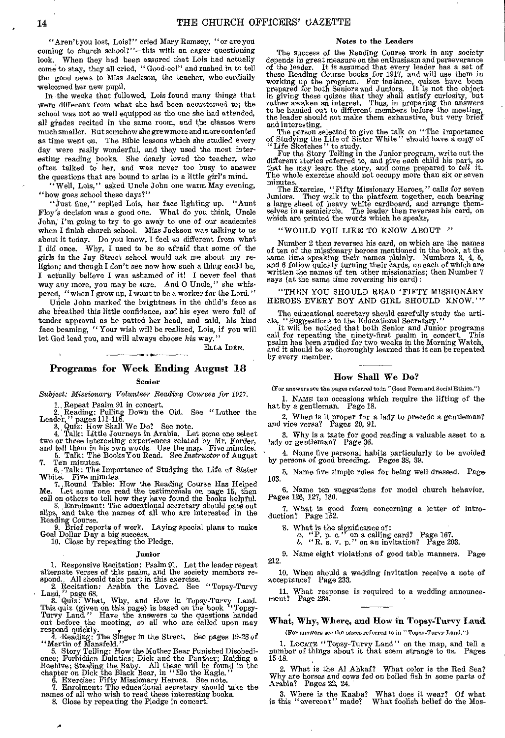"Aren't you lost, Lois?" cried Mary Ramsey, "or are you coming to church school?"—this with an eager questioning look. When they had been assured that Lois had actually come to stay, they all cried, "Good-ee!" and rushed in to tell the good news to Miss Jackson, the teacher, who cordially welcomed her new pupil.

In the weeks that followed, Lois found many things that were different from what she had been accustomed to; the school was not so well equipped as the one she had attended, all grades recited in the same room, and the classes were much smaller. But somehow she grew more and more contented as time went on. The Bible lessons which she studied every day were really wonderful, and they used the most interesting reading books. She dearly loved the teacher, who often talked to her, and was never too busy to answer the questions that are bound to arise in a little girl's mind.

"Well, Lois," asked Uncle John one warm May evening, "how goes school these days?"

"Just fine," replied Lois, her face lighting up. "Aunt Floy's decision was a good one. What do you think, Uncle John, I'm going to try to go away to one of our academies when I finish church school. Miss Jackson was talking to us about it today. Do you know, I feel so different from what I did once. Why, I used to be so afraid that some of the girls in the Jay Street school would ask me about my religion; and though I don't see now how such a thing could be, I actually believe I was ashamed of it! I never feel that way any more, you may be sure. And O Uncle," she whispered, "when I grow up, I want to be a worker for the Lord."

Uncle John marked the brightness in the child's face as she breathed this little confidence, and his eyes were full of tender approval as he patted her head, and said, his kind face beaming, "Your wish will be realized, Lois, if you will let God lead you, and will always choose *his* way."

Ella Iden.

## Programs for Week Ending August 18

### Senior

*Subject: Missionary Volunteer Reading Courses for 1917.*

1. Repeat Psalm 91 in concert.
2. Reading: Pulling Down the Old. See "Luther the Leader," pages 111-118.
3. Quiz: How Shall We Do? See note.
4. Talk: Little Journeys in Arabia. Let some one select two or three interesting experiences related by Mr. Forder, and tell them in his own words. Use the map. Five minutes.
5. Talk: The Books You Read. See *Instructor* of August 7. Ten minutes.
6. Talk: The Importance of Studying the Life of Sister White. Five minutes.
7. Round Table: How the Reading Course Has Helped Me. Let some one read the testimonials on page 15, then call on others to tell how they have found the books helpful.
8. Enrolment: The educational secretary should pass out slips, and take the names of all who are interested in the Reading Course.
9. Brief reports of work. Laying special plans to make Goal Dollar Day a big success.
10. Close by repeating the Pledge.

### Junior

1. Responsive Recitation: Psalm 91. Let the leader repeat alternate verses of this psalm, and the society members respond. All should take part in this exercise.
2. Recitation: Arabia the Loved. See "Topsy-Turvy Land," page 68.
3. Quiz: What, Why, and How in Topsy-Turvy Land. This quiz (given on this page) is based on the book "Topsy-Turvy Land." Have the answers to the questions handed out before the meeting, so all who are called upon may respond quickly.
4. Reading: The Singer in the Street. See pages 19-28 of "Martin of Mansfeld."
5. Story Telling: How the Mother Bear Punished Disobedience; Forbidden Dainties; Dick and the Panther; Raiding a Beehive; Stealing the Baby. All these will be found in the chapter on Dick the Black Bear, in "Elo the Eagle."
6. Exercise: Fifty Missionary Heroes. See note.
7. Enrolment: The educational secretary should take the names of all who wish to read these interesting books.
8. Close by repeating the Pledge in concert.

#### Notes to the Leaders

The success of the Reading Course work in any society depends in great measure on the enthusiasm and perseverance of the leader. It is assumed that every leader has a set of these Reading Course books for 1917, and will use them in working up the program. For instance, quizes have been prepared for both Seniors and Juniors. It is not the object in giving these quizes that they shall satisfy curiosity, but rather awaken an interest. Thus, in preparing the answers to be handed out to different members before the meeting, the leader should not make them exhaustive, but very brief and interesting.

The person selected to give the talk on "The Importance of Studying the Life of Sister White" should have a copy of "Life Sketches" to study.

For the Story Telling in the Junior program, write out the different stories referred to, and give each child his part, so that he may learn the story, and come prepared to *tell* it. The whole exercise should not occupy more than six or seven minutes.

The Exercise, "Fifty Missionary Heroes," calls for seven Juniors. They walk to the platform together, each bearing a large sheet of heavy white cardboard, and arrange themselves in a semicircle. The leader then reverses his card, on which are printed the words which he speaks,

"WOULD YOU LIKE TO KNOW ABOUT—"

Number 2 then reverses his card, on which are the names of ten of the missionary heroes mentioned in the book, at the same time speaking their names plainly. Numbers 3, 4, 5, and 6 follow quickly turning their cards, on each of which are written the names of ten other missionaries; then Number 7 says (at the same time reversing his card):

"THEN YOU SHOULD READ 'FIFTY MISSIONARY HEROES EVERY BOY AND GIRL SHOULD KNOW.'"

The educational secretary should carefully study the article, "Suggestions to the Educational Secretary."

It will be noticed that both Senior and Junior programs call for repeating the ninety-first psalm in concert. This psalm has been studied for two weeks in the Morning Watch, and it should be so thoroughly learned that it can be repeated by every member.

## How Shall We Do?

(For answers see the pages referred to in "Good Form and Social Ethics.")

1. Name ten occasions which require the lifting of the hat by a gentleman. Page 18.
2. When is it proper for a lady to precede a gentleman? and vice versa? Pages 20, 91.
3. Why is a taste for good reading a valuable asset to a lady or gentleman? Page 36.
4. Name five personal habits particularly to be avoided by persons of good breeding. Pages 38, 39.
5. Name five simple rules for being well dressed. Page 103.
6. Name ten suggestions for model church behavior. Pages 126, 127, 130.
7. What is good form concerning a letter of introduction? Page 152.
8. What is the significance of:
   a. "P. p. c." on a calling card? Page 167.
   b. "R. s. v. p." on an invitation? Page 203.
9. Name eight violations of good table manners. Page 212.
10. When should a wedding invitation receive a note of acceptance? Page 233.
11. What response is required to a wedding announcement? Page 234.

## What, Why, Where, and How in Topsy-Turvy Land

(For answers see the pages referred to in "Topsy-Turvy Land.")

1. Locate "Topsy-Turvy Land" on the map, and tell a number of things about it that seem strange to us. Pages 15-18.
2. What is the Al Ahkaf? What color is the Red Sea? Why are horses and cows fed on boiled fish in some parts of Arabia? Pages 22, 24.
3. Where is the Kaaba? What does it wear? Of what is this "overcoat" made? What foolish belief do the Mos-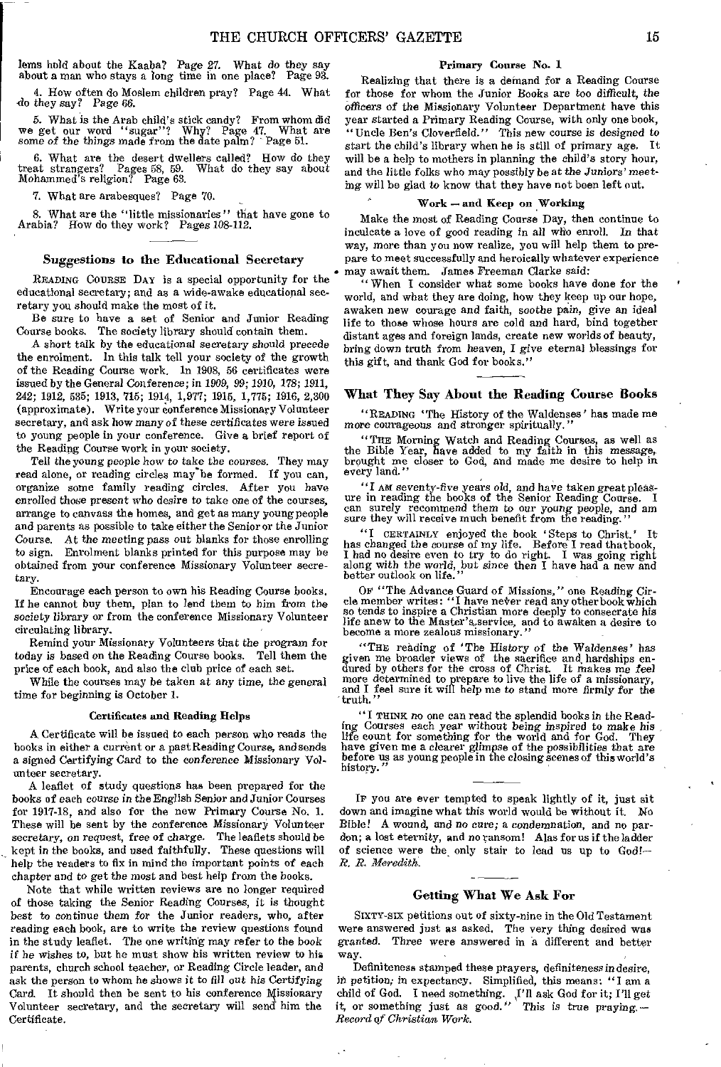lems hold about the Kaaba? Page 27. What do they say about a man who stays a long time in one place? Page 93.

4. How often do Moslem children pray? Page 44. What do they say? Page 66.

5. What is the Arab child's stick candy? From whom did we get our word "sugar"? Why? Page 47. What are some of the things made from the date palm? Page 51.

6. What are the desert dwellers called? How do they treat strangers? Pages 58, 59. What do they say about Mohammed's religion? Page 63.

7. What are arabesques? Page 70.

8. What are the "little missionaries" that have gone to Arabia? How do they work? Pages 108-112.

## Suggestions to the Educational Secretary

READING COURSE DAY is a special opportunity for the educational secretary; and as a wide-awake educational secretary you should make the most of it.

Be sure to have a set of Senior and Junior Reading Course books. The society library should contain them.

A short talk by the educational secretary should precede the enrolment. In this talk tell your society of the growth of the Reading Course work. In 1908, 56 certificates were issued by the General Conference; in 1909, 99; 1910, 178; 1911, 242; 1912, 535; 1913, 715; 1914, 1,977; 1915, 1,775; 1916, 2,300 (approximate). Write your conference Missionary Volunteer secretary, and ask how many of these certificates were issued to young people in your conference. Give a brief report of the Reading Course work in your society.

Tell the young people how to take the courses. They may read alone, or reading circles may be formed. If you can, organize some family reading circles. After you have enrolled those present who desire to take one of the courses, arrange to canvass the homes, and get as many young people and parents as possible to take either the Senior or the Junior Course. At the meeting pass out blanks for those enrolling to sign. Enrolment blanks printed for this purpose may be obtained from your conference Missionary Volunteer secretary.

Encourage each person to own his Reading Course books. If he cannot buy them, plan to lend them to him from the society library or from the conference Missionary Volunteer circulating library.

Remind your Missionary Volunteers that the program for today is based on the Reading Course books. Tell them the price of each book, and also the club price of each set.

While the courses may be taken at any time, the general time for beginning is October 1.

#### Certificates and Reading Helps

A Certificate will be issued to each person who reads the books in either a current or a past Reading Course, and sends a signed Certifying Card to the conference Missionary Volunteer secretary.

A leaflet of study questions has been prepared for the books of each course in the English Senior and Junior Courses for 1917-18, and also for the new Primary Course No. 1. These will be sent by the conference Missionary Volunteer secretary, on request, free of charge. The leaflets should be kept in the books, and used faithfully. These questions will help the readers to fix in mind the important points of each chapter and to get the most and best help from the books.

Note that while written reviews are no longer required of those taking the Senior Reading Courses, it is thought best to continue them for the Junior readers, who, after reading each book, are to write the review questions found in the study leaflet. The one writing may refer to the book if he wishes to, but he must show his written review to his parents, church school teacher, or Reading Circle leader, and ask the person to whom he shows it to fill out his Certifying Card. It should then be sent to his conference Missionary Volunteer secretary, and the secretary will send him the Certificate.

#### Primary Course No. 1

Realizing that there is a demand for a Reading Course for those for whom the Junior Books are too difficult, the officers of the Missionary Volunteer Department have this year started a Primary Reading Course, with only one book, "Uncle Ben's Cloverfield." This new course is designed to start the child's library when he is still of primary age. It will be a help to mothers in planning the child's story hour, and the little folks who may possibly be at the Juniors' meeting will be glad to know that they have not been left out.

#### Work — and Keep on Working

Make the most of Reading Course Day, then continue to inculcate a love of good reading in all who enroll. In that way, more than you now realize, you will help them to prepare to meet successfully and heroically whatever experience may await them. James Freeman Clarke said:

"When I consider what some books have done for the world, and what they are doing, how they keep up our hope, awaken new courage and faith, soothe pain, give an ideal life to those whose hours are cold and hard, bind together distant ages and foreign lands, create new worlds of beauty, bring down truth from heaven, I give eternal blessings for this gift, and thank God for books."

## What They Say About the Reading Course Books

"READING 'The History of the Waldenses' has made me more courageous and stronger spiritually."

"THE Morning Watch and Reading Courses, as well as the Bible Year, have added to my faith in this message, brought me closer to God, and made me desire to help in every land."

"I AM seventy-five years old, and have taken great pleasure in reading the books of the Senior Reading Course. I can surely recommend them to our young people, and am sure they will receive much benefit from the reading."

"I CERTAINLY enjoyed the book 'Steps to Christ.' It has changed the course of my life. Before I read that book, I had no desire even to try to do right. I was going right along with the world, but since then I have had a new and better outlook on life."

OF "The Advance Guard of Missions," one Reading Circle member writes: "I have never read any other book which so tends to inspire a Christian more deeply to consecrate his life anew to the Master's service, and to awaken a desire to become a more zealous missionary."

"THE reading of 'The History of the Waldenses' has given me broader views of the sacrifice and hardships endured by others for the cross of Christ. It makes me feel more determined to prepare to live the life of a missionary, and I feel sure it will help me to stand more firmly for the truth."

"I THINK no one can read the splendid books in the Reading Courses each year without being inspired to make his life count for something for the world and for God. They have given me a clearer glimpse of the possibilities that are before us as young people in the closing scenes of this world's history."

IF you are ever tempted to speak lightly of it, just sit down and imagine what this world would be without it. No Bible! A wound, and no cure; a condemnation, and no pardon; a lost eternity, and no ransom! Alas for us if the ladder of science were the only stair to lead us up to God! — *R. R. Meredith.*

## Getting What We Ask For

SIXTY-SIX petitions out of sixty-nine in the Old Testament were answered just as asked. The very thing desired was granted. Three were answered in a different and better way.

Definiteness stamped these prayers, definiteness in desire, in petition, in expectancy. Simplified, this means: "I am a child of God. I need something. I'll ask God for it; I'll get it, or something just as good." This is true praying. — *Record of Christian Work.*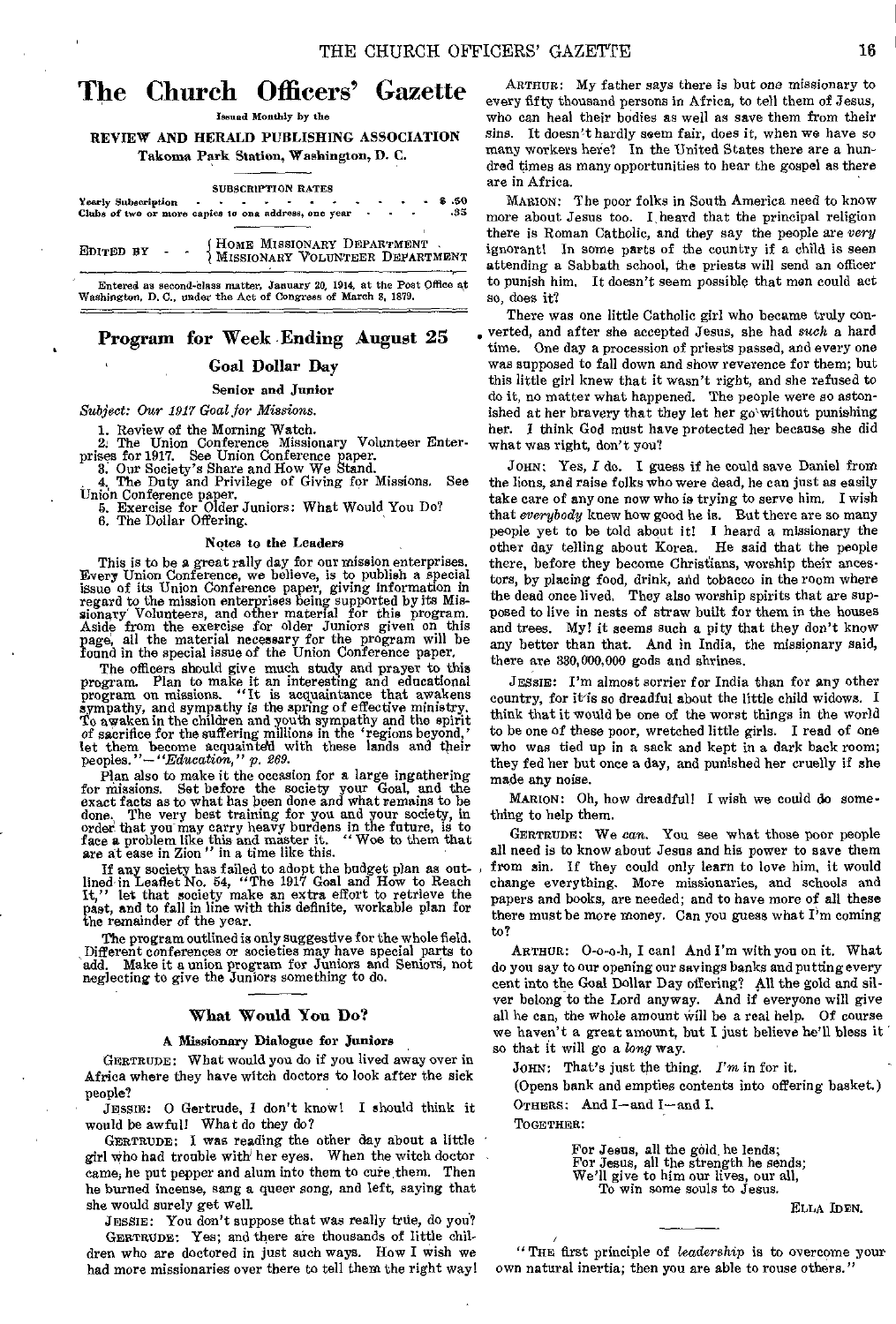# The Church Officers' Gazette

Issued Monthly by the

**REVIEW AND HERALD PUBLISHING ASSOCIATION**

Takoma Park Station, Washington, D. C.

SUBSCRIPTION RATES

| | |
|---|---|
| Yearly Subscription | $ .50 |
| Clubs of two or more copies to one address, one year | .35 |

EDITED BY — HOME MISSIONARY DEPARTMENT, MISSIONARY VOLUNTEER DEPARTMENT

Entered as second-class matter, January 20, 1914, at the Post Office at Washington, D. C., under the Act of Congress of March 3, 1879.

## Program for Week Ending August 25

### Goal Dollar Day

#### Senior and Junior

*Subject: Our 1917 Goal for Missions.*

1. Review of the Morning Watch.
2. The Union Conference Missionary Volunteer Enterprises for 1917. See Union Conference paper.
3. Our Society's Share and How We Stand.
4. The Duty and Privilege of Giving for Missions. See Union Conference paper.
5. Exercise for Older Juniors: What Would You Do?
6. The Dollar Offering.

#### Notes to the Leaders

This is to be a great rally day for our mission enterprises. Every Union Conference, we believe, is to publish a special issue of its Union Conference paper, giving information in regard to the mission enterprises being supported by its Missionary Volunteers, and other material for this program. Aside from the exercise for older Juniors given on this page, all the material necessary for the program will be found in the special issue of the Union Conference paper.

The officers should give much study and prayer to this program. Plan to make it an interesting and educational program on missions. "It is acquaintance that awakens sympathy, and sympathy is the spring of effective ministry. To awaken in the children and youth sympathy and the spirit of sacrifice for the suffering millions in the 'regions beyond,' let them become acquainted with these lands and their peoples."—*"Education," p. 269.*

Plan also to make it the occasion for a large ingathering for missions. Set before the society your Goal, and the exact facts as to what has been done and what remains to be done. The very best training for you and your society, in order that you may carry heavy burdens in the future, is to face a problem like this and master it. "Woe to them that are at ease in Zion" in a time like this.

If any society has failed to adopt the budget plan as outlined in Leaflet No. 54, "The 1917 Goal and How to Reach It," let that society make an extra effort to retrieve the past, and to fall in line with this definite, workable plan for the remainder of the year.

The program outlined is only suggestive for the whole field. Different conferences or societies may have special parts to add. Make it a union program for Juniors and Seniors, not neglecting to give the Juniors something to do.

## What Would You Do?

#### A Missionary Dialogue for Juniors

GERTRUDE: What would you do if you lived away over in Africa where they have witch doctors to look after the sick people?

JESSIE: O Gertrude, I don't know! I should think it would be awful! What do they do?

GERTRUDE: I was reading the other day about a little girl who had trouble with her eyes. When the witch doctor came, he put pepper and alum into them to cure them. Then he burned incense, sang a queer song, and left, saying that she would surely get well.

JESSIE: You don't suppose that was really true, do you?

GERTRUDE: Yes; and there are thousands of little children who are doctored in just such ways. How I wish we had more missionaries over there to tell them the right way!

ARTHUR: My father says there is but one missionary to every fifty thousand persons in Africa, to tell them of Jesus, who can heal their bodies as well as save them from their sins. It doesn't hardly seem fair, does it, when we have so many workers here? In the United States there are a hundred times as many opportunities to hear the gospel as there are in Africa.

MARION: The poor folks in South America need to know more about Jesus too. I heard that the principal religion there is Roman Catholic, and they say the people are *very* ignorant! In some parts of the country if a child is seen attending a Sabbath school, the priests will send an officer to punish him. It doesn't seem possible that men could act so, does it?

There was one little Catholic girl who became truly converted, and after she accepted Jesus, she had *such* a hard time. One day a procession of priests passed, and every one was supposed to fall down and show reverence for them; but this little girl knew that it wasn't right, and she refused to do it, no matter what happened. The people were so astonished at her bravery that they let her go without punishing her. I think God must have protected her because she did what was right, don't you?

JOHN: Yes, *I* do. I guess if he could save Daniel from the lions, and raise folks who were dead, he can just as easily take care of any one now who is trying to serve him. I wish that *everybody* knew how good he is. But there are so many people yet to be told about it! I heard a missionary the other day telling about Korea. He said that the people there, before they become Christians, worship their ancestors, by placing food, drink, and tobacco in the room where the dead once lived. They also worship spirits that are supposed to live in nests of straw built for them in the houses and trees. My! it seems such a pity that they don't know any better than that. And in India, the missionary said, there are 330,000,000 gods and shrines.

JESSIE: I'm almost sorrier for India than for any other country, for it is so dreadful about the little child widows. I think that it would be one of the worst things in the world to be one of these poor, wretched little girls. I read of one who was tied up in a sack and kept in a dark back room; they fed her but once a day, and punished her cruelly if she made any noise.

MARION: Oh, how dreadful! I wish we could do something to help them.

GERTRUDE: We *can*. You see what those poor people all need is to know about Jesus and his power to save them from sin. If they could only learn to love him, it would change everything. More missionaries, and schools and papers and books, are needed; and to have more of all these there must be more money. Can you guess what I'm coming to?

ARTHUR: O-o-o-h, I can! And I'm with you on it. What do you say to our opening our savings banks and putting every cent into the Goal Dollar Day offering? All the gold and silver belong to the Lord anyway. And if everyone will give all he can, the whole amount will be a real help. Of course we haven't a great amount, but I just believe he'll bless it so that it will go a *long* way.

JOHN: That's just the thing. *I'm* in for it.

(Opens bank and empties contents into offering basket.)

OTHERS: And I—and I—and I.

TOGETHER:

> For Jesus, all the gold he lends;
> For Jesus, all the strength he sends;
> We'll give to him our lives, our all,
> To win some souls to Jesus.

ELLA IDEN.

---

"THE first principle of *leadership* is to overcome your own natural inertia; then you are able to rouse others."